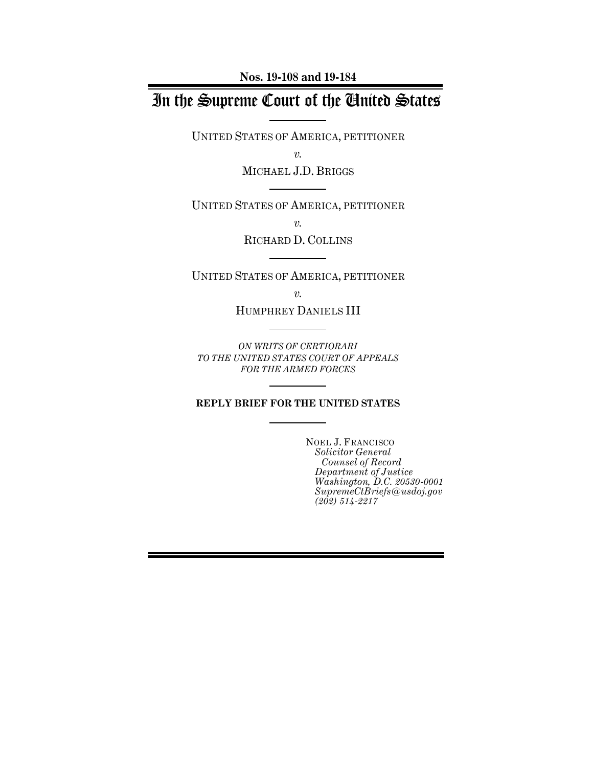**Nos. 19-108 and 19-184**

# In the Supreme Court of the United States

---

UNITED STATES OF AMERICA, PETITIONER

*v.*

MICHAEL J.D. BRIGGS

---

UNITED STATES OF AMERICA, PETITIONER

*v.*

RICHARD D. COLLINS

---

UNITED STATES OF AMERICA, PETITIONER

*v.*

HUMPHREY DANIELS III

---

*ON WRITS OF CERTIORARI*
*TO THE UNITED STATES COURT OF APPEALS*
*FOR THE ARMED FORCES*

---

**REPLY BRIEF FOR THE UNITED STATES**

---

NOEL J. FRANCISCO
*Solicitor General*
*Counsel of Record*
*Department of Justice*
*Washington, D.C. 20530-0001*
*SupremeCtBriefs@usdoj.gov*
*(202) 514-2217*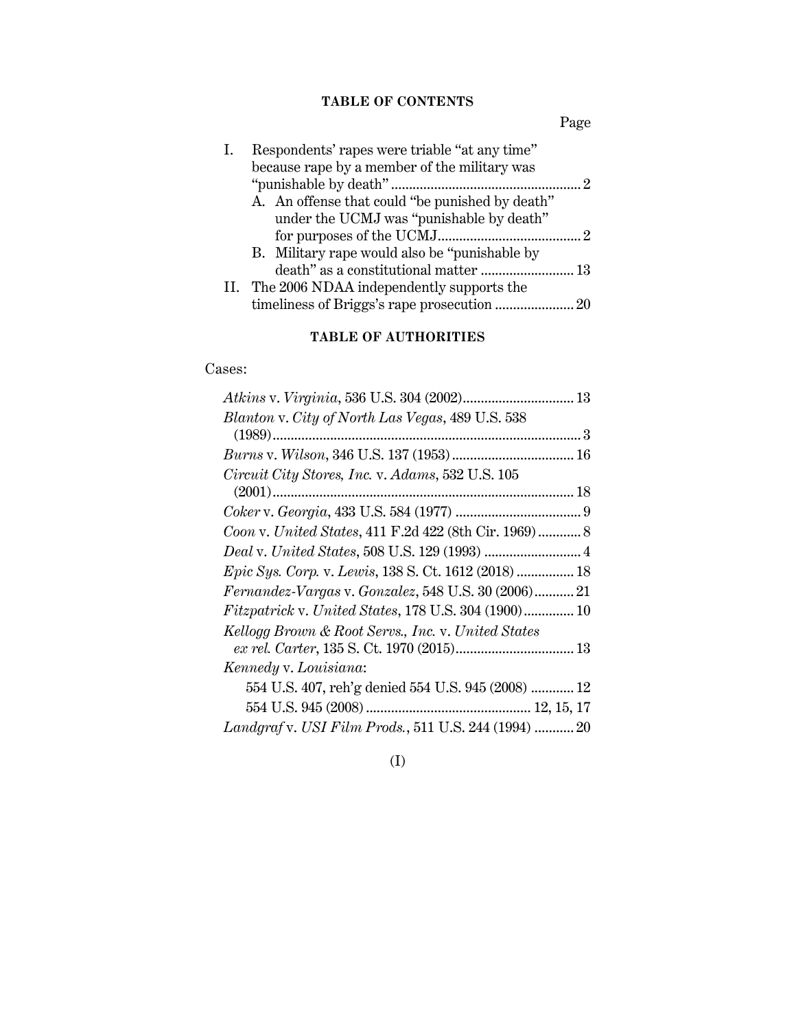**TABLE OF CONTENTS**

Page

I. Respondents' rapes were triable "at any time" because rape by a member of the military was "punishable by death" ..... 2

 A. An offense that could "be punished by death" under the UCMJ was "punishable by death" for purposes of the UCMJ ..... 2

 B. Military rape would also be "punishable by death" as a constitutional matter ..... 13

II. The 2006 NDAA independently supports the timeliness of Briggs's rape prosecution ..... 20

**TABLE OF AUTHORITIES**

Cases:

*Atkins* v. *Virginia*, 536 U.S. 304 (2002) ..... 13

*Blanton* v. *City of North Las Vegas*, 489 U.S. 538 (1989) ..... 3

*Burns* v. *Wilson*, 346 U.S. 137 (1953) ..... 16

*Circuit City Stores, Inc.* v. *Adams*, 532 U.S. 105 (2001) ..... 18

*Coker* v. *Georgia*, 433 U.S. 584 (1977) ..... 9

*Coon* v. *United States*, 411 F.2d 422 (8th Cir. 1969) ..... 8

*Deal* v. *United States*, 508 U.S. 129 (1993) ..... 4

*Epic Sys. Corp.* v. *Lewis*, 138 S. Ct. 1612 (2018) ..... 18

*Fernandez-Vargas* v. *Gonzalez*, 548 U.S. 30 (2006) ..... 21

*Fitzpatrick* v. *United States*, 178 U.S. 304 (1900) ..... 10

*Kellogg Brown & Root Servs., Inc.* v. *United States ex rel. Carter*, 135 S. Ct. 1970 (2015) ..... 13

*Kennedy* v. *Louisiana*:

 554 U.S. 407, reh'g denied 554 U.S. 945 (2008) ..... 12

 554 U.S. 945 (2008) ..... 12, 15, 17

*Landgraf* v. *USI Film Prods.*, 511 U.S. 244 (1994) ..... 20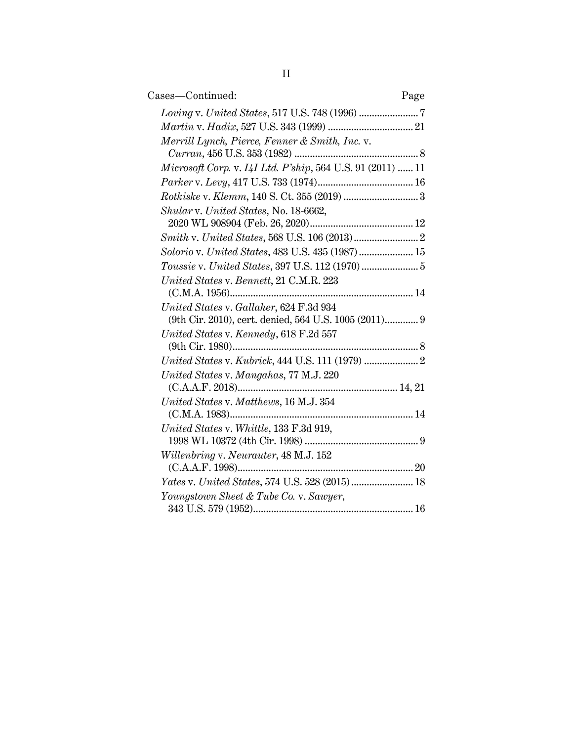| Cases—Continued: | Page |
|---|---|
| *Loving* v. *United States*, 517 U.S. 748 (1996) | 7 |
| *Martin* v. *Hadix*, 527 U.S. 343 (1999) | 21 |
| *Merrill Lynch, Pierce, Fenner & Smith, Inc.* v. *Curran*, 456 U.S. 353 (1982) | 8 |
| *Microsoft Corp.* v. *I4I Ltd. P'ship*, 564 U.S. 91 (2011) | 11 |
| *Parker* v. *Levy*, 417 U.S. 733 (1974) | 16 |
| *Rotkiske* v. *Klemm*, 140 S. Ct. 355 (2019) | 3 |
| *Shular* v. *United States*, No. 18-6662, 2020 WL 908904 (Feb. 26, 2020) | 12 |
| *Smith* v. *United States*, 568 U.S. 106 (2013) | 2 |
| *Solorio* v. *United States*, 483 U.S. 435 (1987) | 15 |
| *Toussie* v. *United States*, 397 U.S. 112 (1970) | 5 |
| *United States* v. *Bennett*, 21 C.M.R. 223 (C.M.A. 1956) | 14 |
| *United States* v. *Gallaher*, 624 F.3d 934 (9th Cir. 2010), cert. denied, 564 U.S. 1005 (2011) | 9 |
| *United States* v. *Kennedy*, 618 F.2d 557 (9th Cir. 1980) | 8 |
| *United States* v. *Kubrick*, 444 U.S. 111 (1979) | 2 |
| *United States* v. *Mangahas*, 77 M.J. 220 (C.A.A.F. 2018) | 14, 21 |
| *United States* v. *Matthews*, 16 M.J. 354 (C.M.A. 1983) | 14 |
| *United States* v. *Whittle*, 133 F.3d 919, 1998 WL 10372 (4th Cir. 1998) | 9 |
| *Willenbring* v. *Neurauter*, 48 M.J. 152 (C.A.A.F. 1998) | 20 |
| *Yates* v. *United States*, 574 U.S. 528 (2015) | 18 |
| *Youngstown Sheet & Tube Co.* v. *Sawyer*, 343 U.S. 579 (1952) | 16 |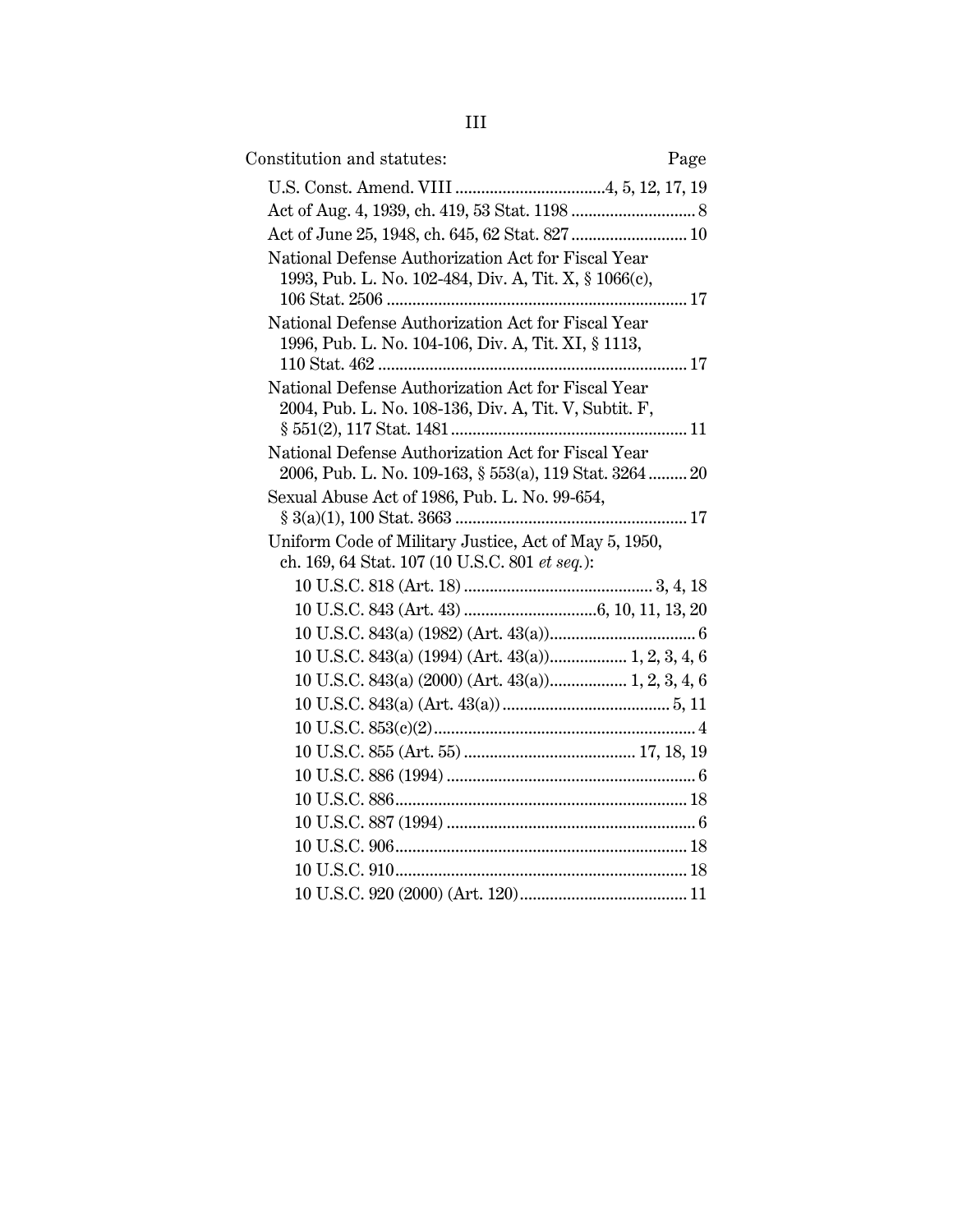Constitution and statutes: Page

U.S. Const. Amend. VIII .................................. 4, 5, 12, 17, 19

Act of Aug. 4, 1939, ch. 419, 53 Stat. 1198 ............................ 8

Act of June 25, 1948, ch. 645, 62 Stat. 827 .......................... 10

National Defense Authorization Act for Fiscal Year 1993, Pub. L. No. 102-484, Div. A, Tit. X, § 1066(c), 106 Stat. 2506 ..................................................................... 17

National Defense Authorization Act for Fiscal Year 1996, Pub. L. No. 104-106, Div. A, Tit. XI, § 1113, 110 Stat. 462 ....................................................................... 17

National Defense Authorization Act for Fiscal Year 2004, Pub. L. No. 108-136, Div. A, Tit. V, Subtit. F, § 551(2), 117 Stat. 1481 ...................................................... 11

National Defense Authorization Act for Fiscal Year 2006, Pub. L. No. 109-163, § 553(a), 119 Stat. 3264 ......... 20

Sexual Abuse Act of 1986, Pub. L. No. 99-654, § 3(a)(1), 100 Stat. 3663 ..................................................... 17

Uniform Code of Military Justice, Act of May 5, 1950, ch. 169, 64 Stat. 107 (10 U.S.C. 801 *et seq.*):

- 10 U.S.C. 818 (Art. 18) ........................................... 3, 4, 18
- 10 U.S.C. 843 (Art. 43) .............................. 6, 10, 11, 13, 20
- 10 U.S.C. 843(a) (1982) (Art. 43(a)) .................................. 6
- 10 U.S.C. 843(a) (1994) (Art. 43(a)) .................. 1, 2, 3, 4, 6
- 10 U.S.C. 843(a) (2000) (Art. 43(a)) .................. 1, 2, 3, 4, 6
- 10 U.S.C. 843(a) (Art. 43(a)) ...................................... 5, 11
- 10 U.S.C. 853(c)(2) ............................................................ 4
- 10 U.S.C. 855 (Art. 55) ....................................... 17, 18, 19
- 10 U.S.C. 886 (1994) .......................................................... 6
- 10 U.S.C. 886 .................................................................... 18
- 10 U.S.C. 887 (1994) .......................................................... 6
- 10 U.S.C. 906 .................................................................... 18
- 10 U.S.C. 910 .................................................................... 18
- 10 U.S.C. 920 (2000) (Art. 120) ....................................... 11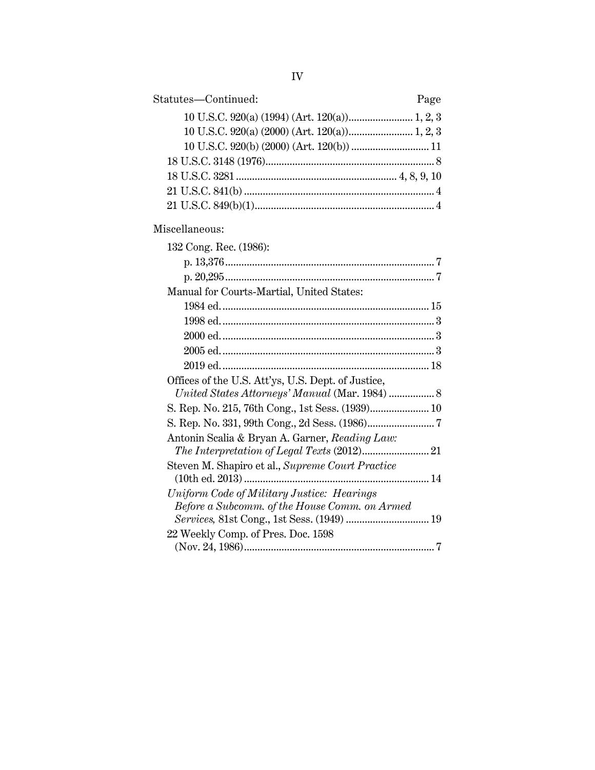Statutes—Continued: Page

- 10 U.S.C. 920(a) (1994) (Art. 120(a)) ........................ 1, 2, 3
- 10 U.S.C. 920(a) (2000) (Art. 120(a)) ........................ 1, 2, 3
- 10 U.S.C. 920(b) (2000) (Art. 120(b)) ............................ 11
- 18 U.S.C. 3148 (1976) ............................................................... 8
- 18 U.S.C. 3281 ........................................................... 4, 8, 9, 10
- 21 U.S.C. 841(b) ....................................................................... 4
- 21 U.S.C. 849(b)(1) ................................................................... 4

Miscellaneous:

- 132 Cong. Rec. (1986):
  - p. 13,376 ............................................................................. 7
  - p. 20,295 ............................................................................. 7
- Manual for Courts-Martial, United States:
  - 1984 ed. ............................................................................ 15
  - 1998 ed. .............................................................................. 3
  - 2000 ed. .............................................................................. 3
  - 2005 ed. .............................................................................. 3
  - 2019 ed. ............................................................................ 18
- Offices of the U.S. Att'ys, U.S. Dept. of Justice, *United States Attorneys' Manual* (Mar. 1984) ................. 8
- S. Rep. No. 215, 76th Cong., 1st Sess. (1939) ...................... 10
- S. Rep. No. 331, 99th Cong., 2d Sess. (1986) ......................... 7
- Antonin Scalia & Bryan A. Garner, *Reading Law: The Interpretation of Legal Texts* (2012) ......................... 21
- Steven M. Shapiro et al., *Supreme Court Practice* (10th ed. 2013) ..................................................................... 14
- *Uniform Code of Military Justice: Hearings Before a Subcomm. of the House Comm. on Armed Services,* 81st Cong., 1st Sess. (1949) ............................... 19
- 22 Weekly Comp. of Pres. Doc. 1598 (Nov. 24, 1986) ....................................................................... 7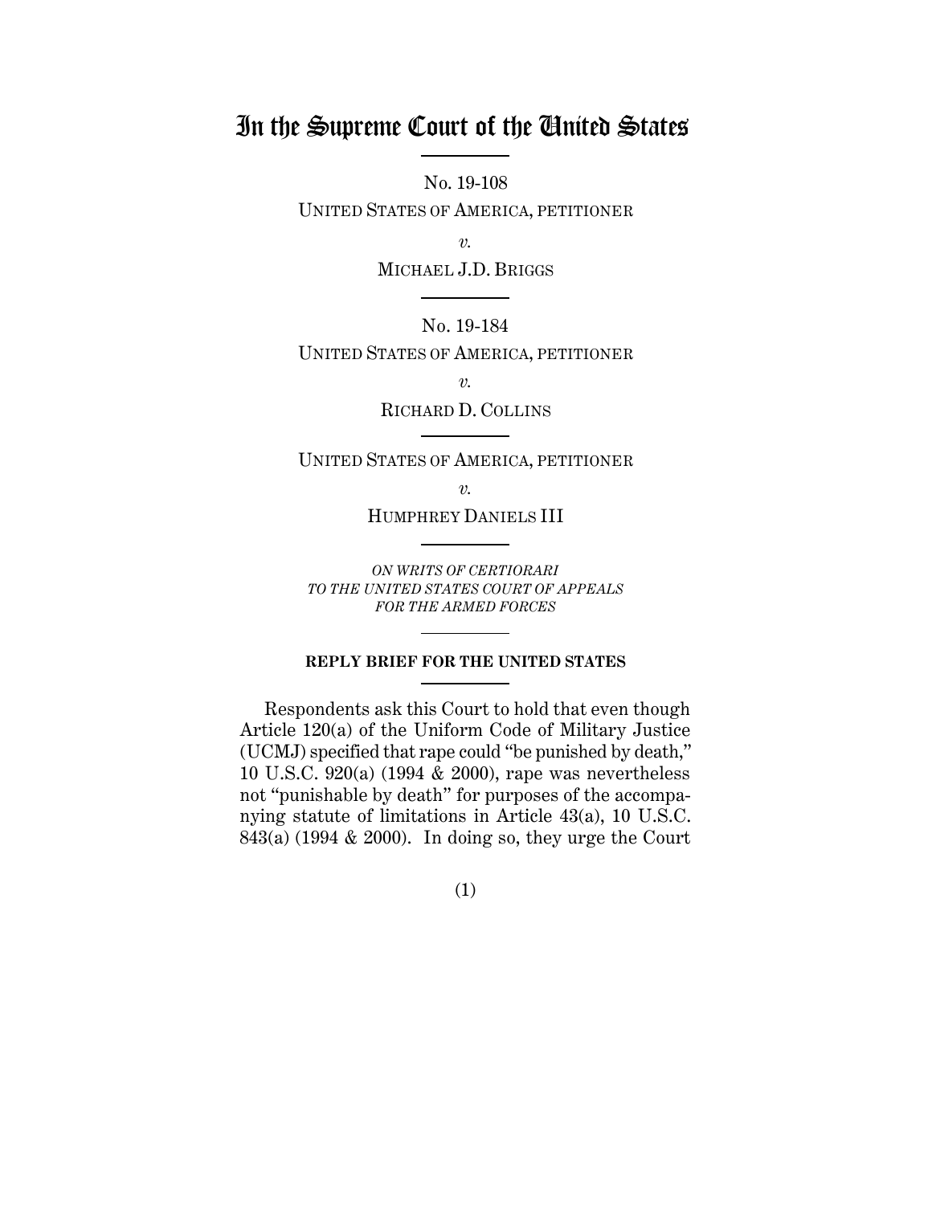# In the Supreme Court of the United States

No. 19-108

UNITED STATES OF AMERICA, PETITIONER

*v.*

MICHAEL J.D. BRIGGS

No. 19-184

UNITED STATES OF AMERICA, PETITIONER

*v.*

RICHARD D. COLLINS

UNITED STATES OF AMERICA, PETITIONER

*v.*

HUMPHREY DANIELS III

*ON WRITS OF CERTIORARI*
*TO THE UNITED STATES COURT OF APPEALS*
*FOR THE ARMED FORCES*

**REPLY BRIEF FOR THE UNITED STATES**

Respondents ask this Court to hold that even though Article 120(a) of the Uniform Code of Military Justice (UCMJ) specified that rape could "be punished by death," 10 U.S.C. 920(a) (1994 & 2000), rape was nevertheless not "punishable by death" for purposes of the accompanying statute of limitations in Article 43(a), 10 U.S.C. 843(a) (1994 & 2000). In doing so, they urge the Court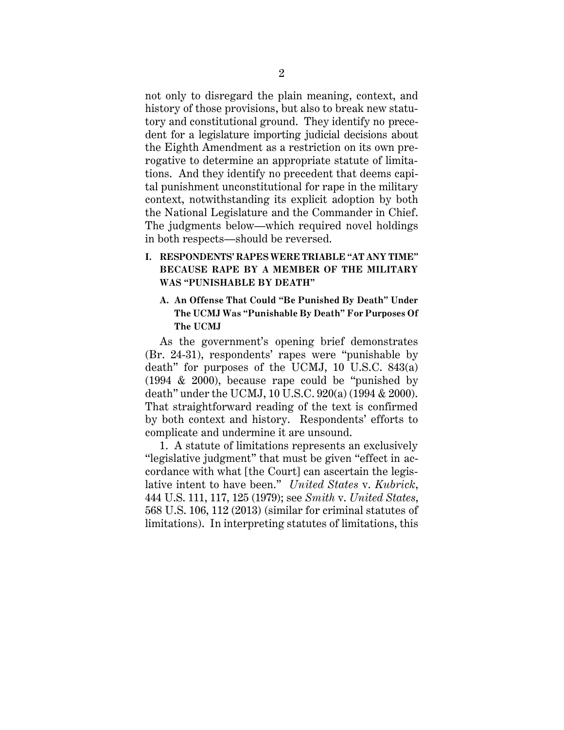not only to disregard the plain meaning, context, and history of those provisions, but also to break new statutory and constitutional ground. They identify no precedent for a legislature importing judicial decisions about the Eighth Amendment as a restriction on its own prerogative to determine an appropriate statute of limitations. And they identify no precedent that deems capital punishment unconstitutional for rape in the military context, notwithstanding its explicit adoption by both the National Legislature and the Commander in Chief. The judgments below—which required novel holdings in both respects—should be reversed.

## I. RESPONDENTS' RAPES WERE TRIABLE "AT ANY TIME" BECAUSE RAPE BY A MEMBER OF THE MILITARY WAS "PUNISHABLE BY DEATH"

### A. An Offense That Could "Be Punished By Death" Under The UCMJ Was "Punishable By Death" For Purposes Of The UCMJ

As the government's opening brief demonstrates (Br. 24-31), respondents' rapes were "punishable by death" for purposes of the UCMJ, 10 U.S.C. 843(a) (1994 & 2000), because rape could be "punished by death" under the UCMJ, 10 U.S.C. 920(a) (1994 & 2000). That straightforward reading of the text is confirmed by both context and history. Respondents' efforts to complicate and undermine it are unsound.

1. A statute of limitations represents an exclusively "legislative judgment" that must be given "effect in accordance with what [the Court] can ascertain the legislative intent to have been." *United States* v. *Kubrick*, 444 U.S. 111, 117, 125 (1979); see *Smith* v. *United States*, 568 U.S. 106, 112 (2013) (similar for criminal statutes of limitations). In interpreting statutes of limitations, this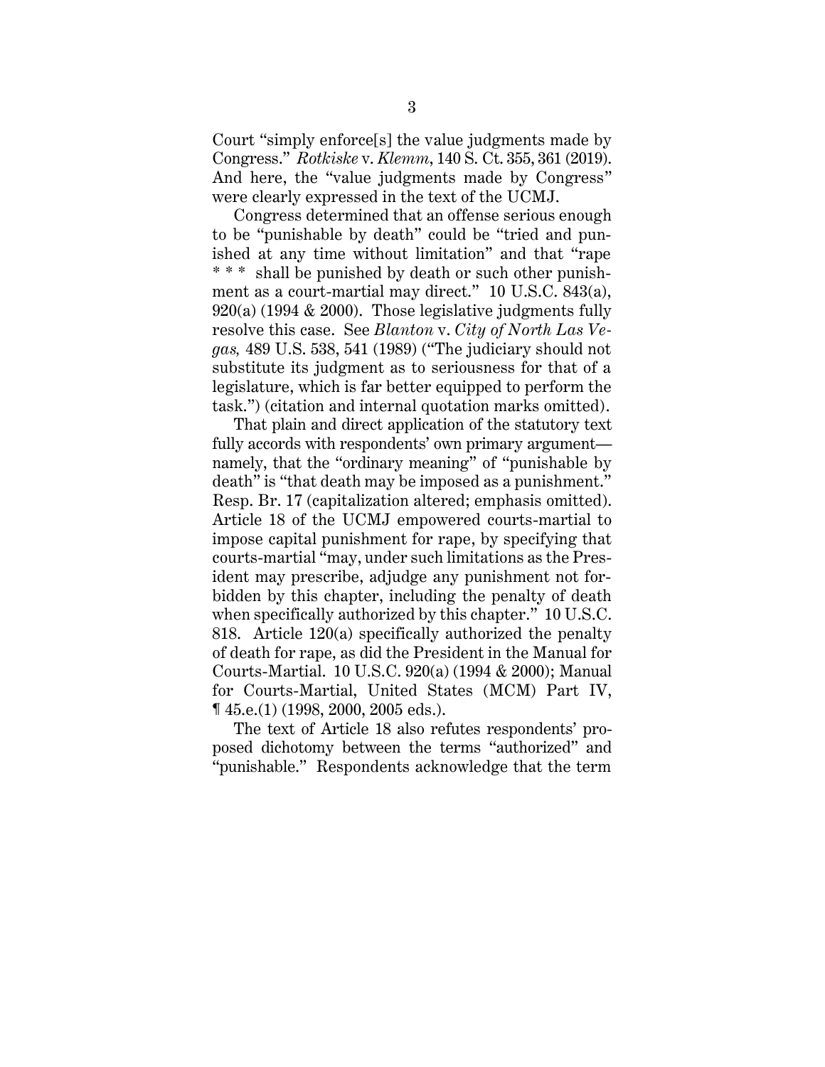Court "simply enforce[s] the value judgments made by Congress." *Rotkiske* v. *Klemm*, 140 S. Ct. 355, 361 (2019). And here, the "value judgments made by Congress" were clearly expressed in the text of the UCMJ.

Congress determined that an offense serious enough to be "punishable by death" could be "tried and punished at any time without limitation" and that "rape * * * shall be punished by death or such other punishment as a court-martial may direct." 10 U.S.C. 843(a), 920(a) (1994 & 2000). Those legislative judgments fully resolve this case. See *Blanton* v. *City of North Las Vegas,* 489 U.S. 538, 541 (1989) ("The judiciary should not substitute its judgment as to seriousness for that of a legislature, which is far better equipped to perform the task.") (citation and internal quotation marks omitted).

That plain and direct application of the statutory text fully accords with respondents' own primary argument—namely, that the "ordinary meaning" of "punishable by death" is "that death may be imposed as a punishment." Resp. Br. 17 (capitalization altered; emphasis omitted). Article 18 of the UCMJ empowered courts-martial to impose capital punishment for rape, by specifying that courts-martial "may, under such limitations as the President may prescribe, adjudge any punishment not forbidden by this chapter, including the penalty of death when specifically authorized by this chapter." 10 U.S.C. 818. Article 120(a) specifically authorized the penalty of death for rape, as did the President in the Manual for Courts-Martial. 10 U.S.C. 920(a) (1994 & 2000); Manual for Courts-Martial, United States (MCM) Part IV, ¶ 45.e.(1) (1998, 2000, 2005 eds.).

The text of Article 18 also refutes respondents' proposed dichotomy between the terms "authorized" and "punishable." Respondents acknowledge that the term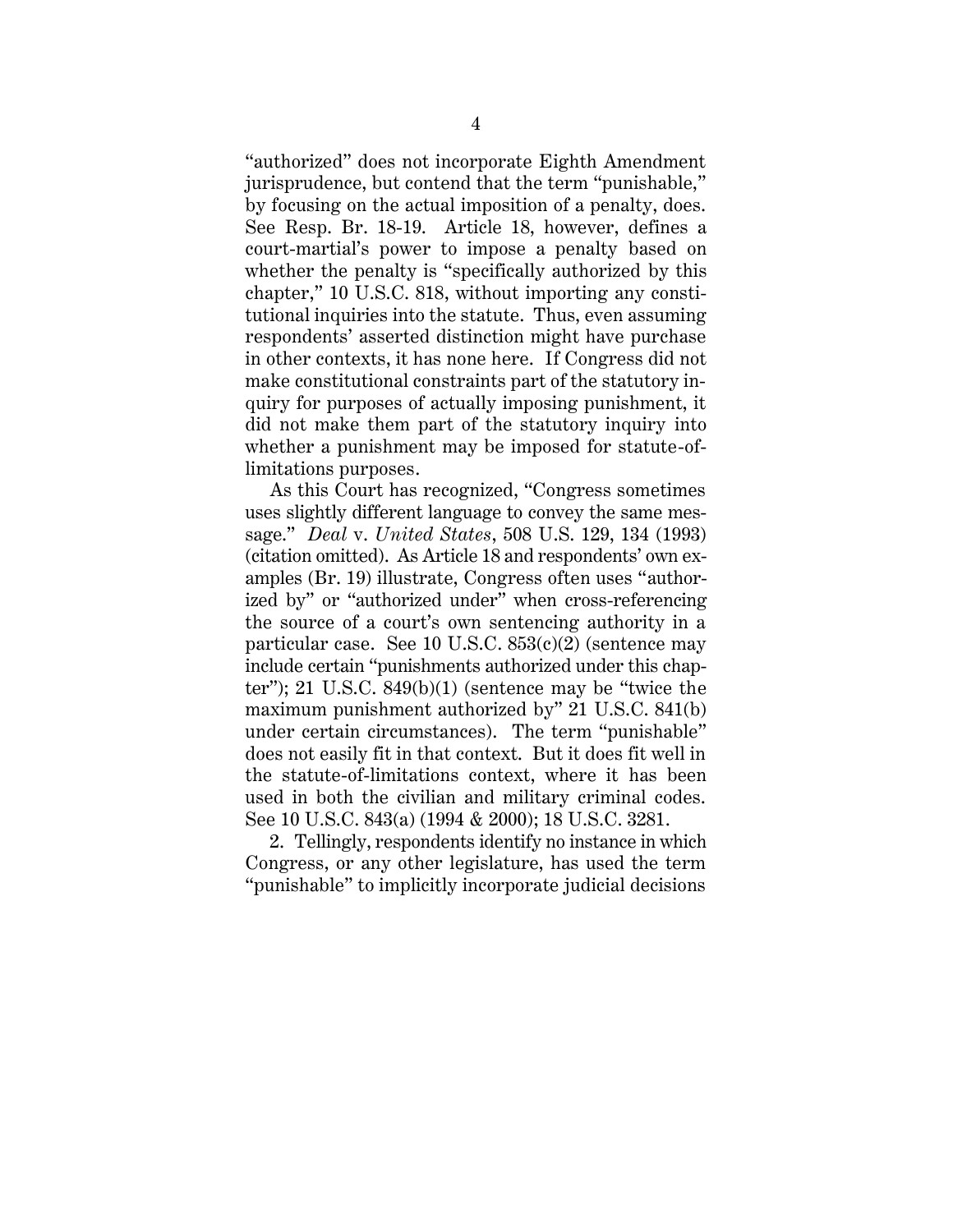"authorized" does not incorporate Eighth Amendment jurisprudence, but contend that the term "punishable," by focusing on the actual imposition of a penalty, does. See Resp. Br. 18-19. Article 18, however, defines a court-martial's power to impose a penalty based on whether the penalty is "specifically authorized by this chapter," 10 U.S.C. 818, without importing any constitutional inquiries into the statute. Thus, even assuming respondents' asserted distinction might have purchase in other contexts, it has none here. If Congress did not make constitutional constraints part of the statutory inquiry for purposes of actually imposing punishment, it did not make them part of the statutory inquiry into whether a punishment may be imposed for statute-of-limitations purposes.

As this Court has recognized, "Congress sometimes uses slightly different language to convey the same message." *Deal* v. *United States*, 508 U.S. 129, 134 (1993) (citation omitted). As Article 18 and respondents' own examples (Br. 19) illustrate, Congress often uses "authorized by" or "authorized under" when cross-referencing the source of a court's own sentencing authority in a particular case. See 10 U.S.C. 853(c)(2) (sentence may include certain "punishments authorized under this chapter"); 21 U.S.C. 849(b)(1) (sentence may be "twice the maximum punishment authorized by" 21 U.S.C. 841(b) under certain circumstances). The term "punishable" does not easily fit in that context. But it does fit well in the statute-of-limitations context, where it has been used in both the civilian and military criminal codes. See 10 U.S.C. 843(a) (1994 & 2000); 18 U.S.C. 3281.

2. Tellingly, respondents identify no instance in which Congress, or any other legislature, has used the term "punishable" to implicitly incorporate judicial decisions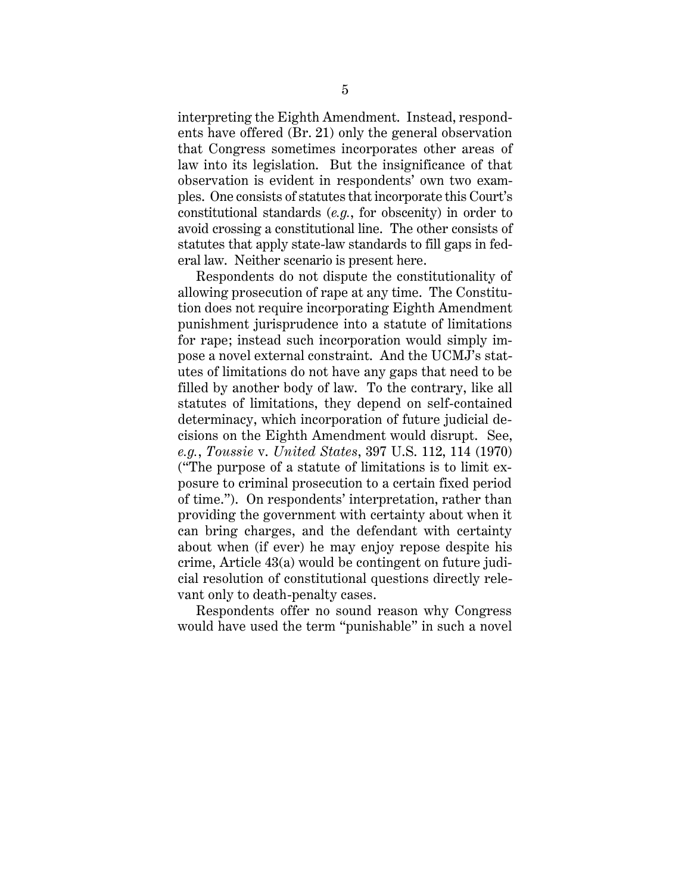interpreting the Eighth Amendment. Instead, respondents have offered (Br. 21) only the general observation that Congress sometimes incorporates other areas of law into its legislation. But the insignificance of that observation is evident in respondents' own two examples. One consists of statutes that incorporate this Court's constitutional standards (*e.g.*, for obscenity) in order to avoid crossing a constitutional line. The other consists of statutes that apply state-law standards to fill gaps in federal law. Neither scenario is present here.

Respondents do not dispute the constitutionality of allowing prosecution of rape at any time. The Constitution does not require incorporating Eighth Amendment punishment jurisprudence into a statute of limitations for rape; instead such incorporation would simply impose a novel external constraint. And the UCMJ's statutes of limitations do not have any gaps that need to be filled by another body of law. To the contrary, like all statutes of limitations, they depend on self-contained determinacy, which incorporation of future judicial decisions on the Eighth Amendment would disrupt. See, *e.g.*, *Toussie* v. *United States*, 397 U.S. 112, 114 (1970) ("The purpose of a statute of limitations is to limit exposure to criminal prosecution to a certain fixed period of time."). On respondents' interpretation, rather than providing the government with certainty about when it can bring charges, and the defendant with certainty about when (if ever) he may enjoy repose despite his crime, Article 43(a) would be contingent on future judicial resolution of constitutional questions directly relevant only to death-penalty cases.

Respondents offer no sound reason why Congress would have used the term "punishable" in such a novel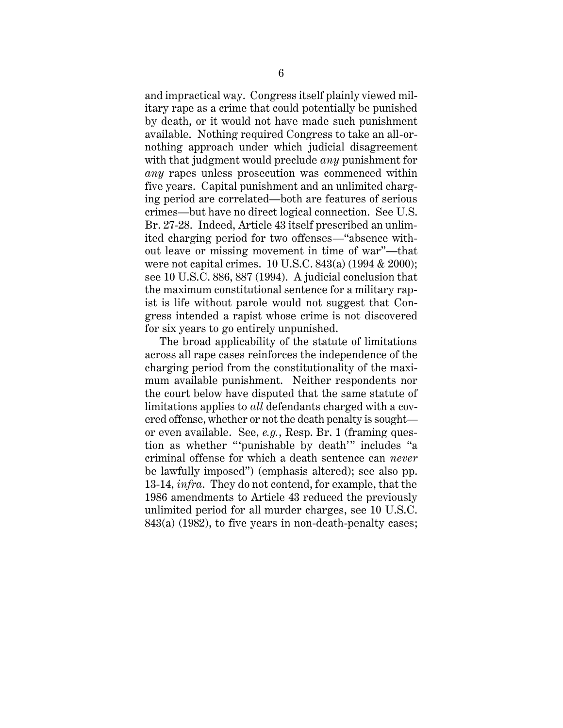and impractical way. Congress itself plainly viewed military rape as a crime that could potentially be punished by death, or it would not have made such punishment available. Nothing required Congress to take an all-or-nothing approach under which judicial disagreement with that judgment would preclude *any* punishment for *any* rapes unless prosecution was commenced within five years. Capital punishment and an unlimited charging period are correlated—both are features of serious crimes—but have no direct logical connection. See U.S. Br. 27-28. Indeed, Article 43 itself prescribed an unlimited charging period for two offenses—"absence without leave or missing movement in time of war"—that were not capital crimes. 10 U.S.C. 843(a) (1994 & 2000); see 10 U.S.C. 886, 887 (1994). A judicial conclusion that the maximum constitutional sentence for a military rapist is life without parole would not suggest that Congress intended a rapist whose crime is not discovered for six years to go entirely unpunished.

The broad applicability of the statute of limitations across all rape cases reinforces the independence of the charging period from the constitutionality of the maximum available punishment. Neither respondents nor the court below have disputed that the same statute of limitations applies to *all* defendants charged with a covered offense, whether or not the death penalty is sought—or even available. See, *e.g.*, Resp. Br. 1 (framing question as whether "'punishable by death'" includes "a criminal offense for which a death sentence can *never* be lawfully imposed") (emphasis altered); see also pp. 13-14, *infra*. They do not contend, for example, that the 1986 amendments to Article 43 reduced the previously unlimited period for all murder charges, see 10 U.S.C. 843(a) (1982), to five years in non-death-penalty cases;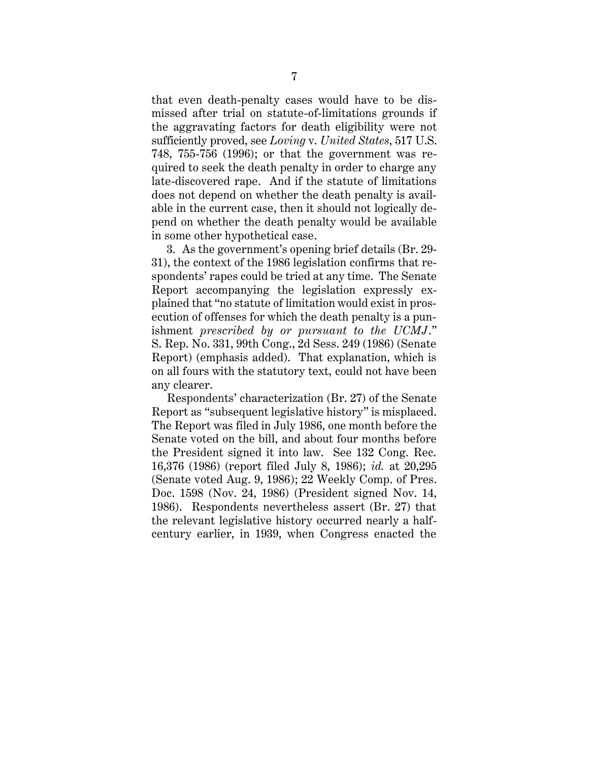that even death-penalty cases would have to be dismissed after trial on statute-of-limitations grounds if the aggravating factors for death eligibility were not sufficiently proved, see *Loving* v. *United States*, 517 U.S. 748, 755-756 (1996); or that the government was required to seek the death penalty in order to charge any late-discovered rape. And if the statute of limitations does not depend on whether the death penalty is available in the current case, then it should not logically depend on whether the death penalty would be available in some other hypothetical case.

3. As the government's opening brief details (Br. 29-31), the context of the 1986 legislation confirms that respondents' rapes could be tried at any time. The Senate Report accompanying the legislation expressly explained that "no statute of limitation would exist in prosecution of offenses for which the death penalty is a punishment *prescribed by or pursuant to the UCMJ*." S. Rep. No. 331, 99th Cong., 2d Sess. 249 (1986) (Senate Report) (emphasis added). That explanation, which is on all fours with the statutory text, could not have been any clearer.

Respondents' characterization (Br. 27) of the Senate Report as "subsequent legislative history" is misplaced. The Report was filed in July 1986, one month before the Senate voted on the bill, and about four months before the President signed it into law. See 132 Cong. Rec. 16,376 (1986) (report filed July 8, 1986); *id.* at 20,295 (Senate voted Aug. 9, 1986); 22 Weekly Comp. of Pres. Doc. 1598 (Nov. 24, 1986) (President signed Nov. 14, 1986). Respondents nevertheless assert (Br. 27) that the relevant legislative history occurred nearly a half-century earlier, in 1939, when Congress enacted the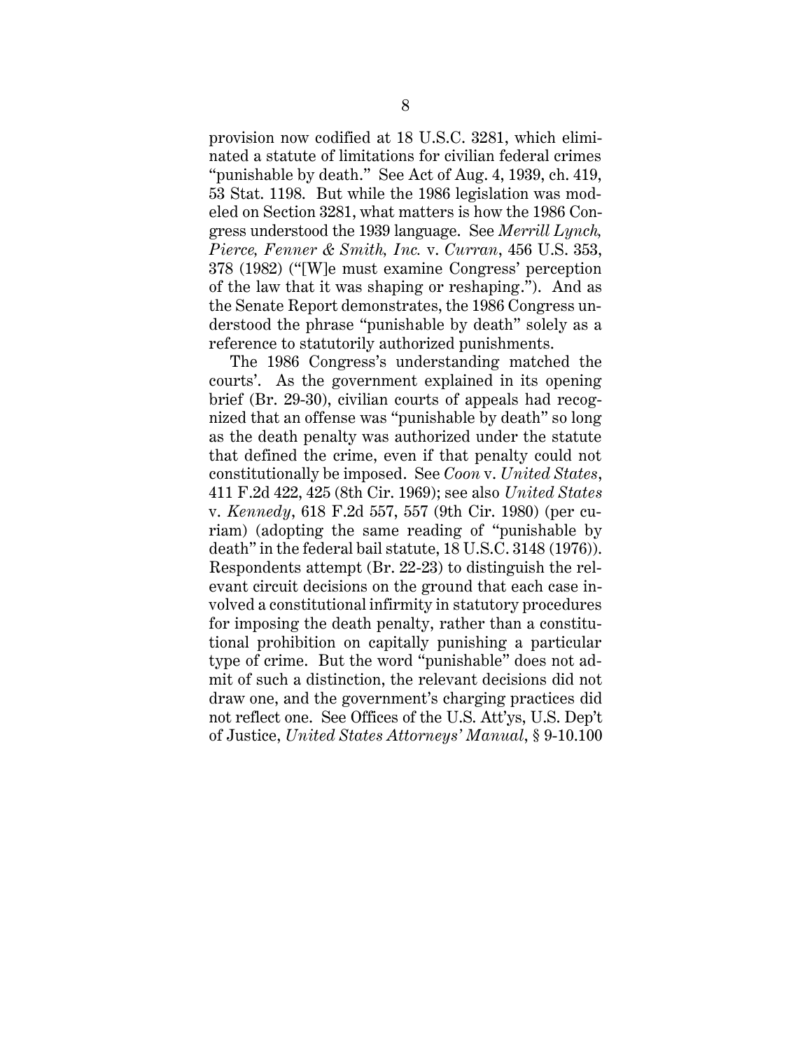provision now codified at 18 U.S.C. 3281, which eliminated a statute of limitations for civilian federal crimes "punishable by death." See Act of Aug. 4, 1939, ch. 419, 53 Stat. 1198. But while the 1986 legislation was modeled on Section 3281, what matters is how the 1986 Congress understood the 1939 language. See *Merrill Lynch, Pierce, Fenner & Smith, Inc.* v. *Curran*, 456 U.S. 353, 378 (1982) ("[W]e must examine Congress' perception of the law that it was shaping or reshaping."). And as the Senate Report demonstrates, the 1986 Congress understood the phrase "punishable by death" solely as a reference to statutorily authorized punishments.

The 1986 Congress's understanding matched the courts'. As the government explained in its opening brief (Br. 29-30), civilian courts of appeals had recognized that an offense was "punishable by death" so long as the death penalty was authorized under the statute that defined the crime, even if that penalty could not constitutionally be imposed. See *Coon* v. *United States*, 411 F.2d 422, 425 (8th Cir. 1969); see also *United States* v. *Kennedy*, 618 F.2d 557, 557 (9th Cir. 1980) (per curiam) (adopting the same reading of "punishable by death" in the federal bail statute, 18 U.S.C. 3148 (1976)). Respondents attempt (Br. 22-23) to distinguish the relevant circuit decisions on the ground that each case involved a constitutional infirmity in statutory procedures for imposing the death penalty, rather than a constitutional prohibition on capitally punishing a particular type of crime. But the word "punishable" does not admit of such a distinction, the relevant decisions did not draw one, and the government's charging practices did not reflect one. See Offices of the U.S. Att'ys, U.S. Dep't of Justice, *United States Attorneys' Manual*, § 9-10.100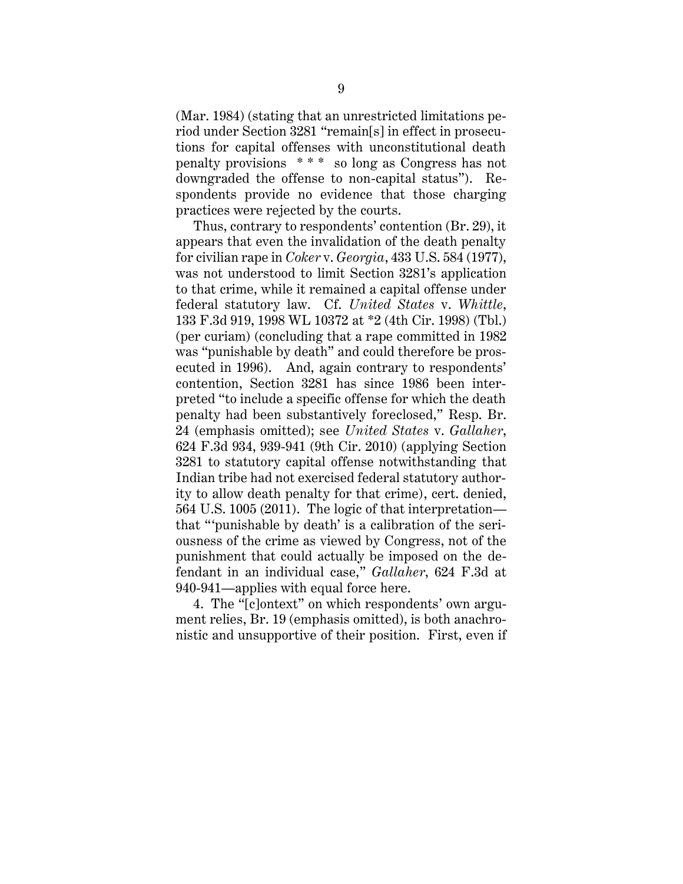(Mar. 1984) (stating that an unrestricted limitations period under Section 3281 "remain[s] in effect in prosecutions for capital offenses with unconstitutional death penalty provisions * * * so long as Congress has not downgraded the offense to non-capital status"). Respondents provide no evidence that those charging practices were rejected by the courts.

Thus, contrary to respondents' contention (Br. 29), it appears that even the invalidation of the death penalty for civilian rape in *Coker* v. *Georgia*, 433 U.S. 584 (1977), was not understood to limit Section 3281's application to that crime, while it remained a capital offense under federal statutory law. Cf. *United States* v. *Whittle*, 133 F.3d 919, 1998 WL 10372 at *2 (4th Cir. 1998) (Tbl.) (per curiam) (concluding that a rape committed in 1982 was "punishable by death" and could therefore be prosecuted in 1996). And, again contrary to respondents' contention, Section 3281 has since 1986 been interpreted "to include a specific offense for which the death penalty had been substantively foreclosed," Resp. Br. 24 (emphasis omitted); see *United States* v. *Gallaher*, 624 F.3d 934, 939-941 (9th Cir. 2010) (applying Section 3281 to statutory capital offense notwithstanding that Indian tribe had not exercised federal statutory authority to allow death penalty for that crime), cert. denied, 564 U.S. 1005 (2011). The logic of that interpretation—that "'punishable by death' is a calibration of the seriousness of the crime as viewed by Congress, not of the punishment that could actually be imposed on the defendant in an individual case," *Gallaher*, 624 F.3d at 940-941—applies with equal force here.

4. The "[c]ontext" on which respondents' own argument relies, Br. 19 (emphasis omitted), is both anachronistic and unsupportive of their position. First, even if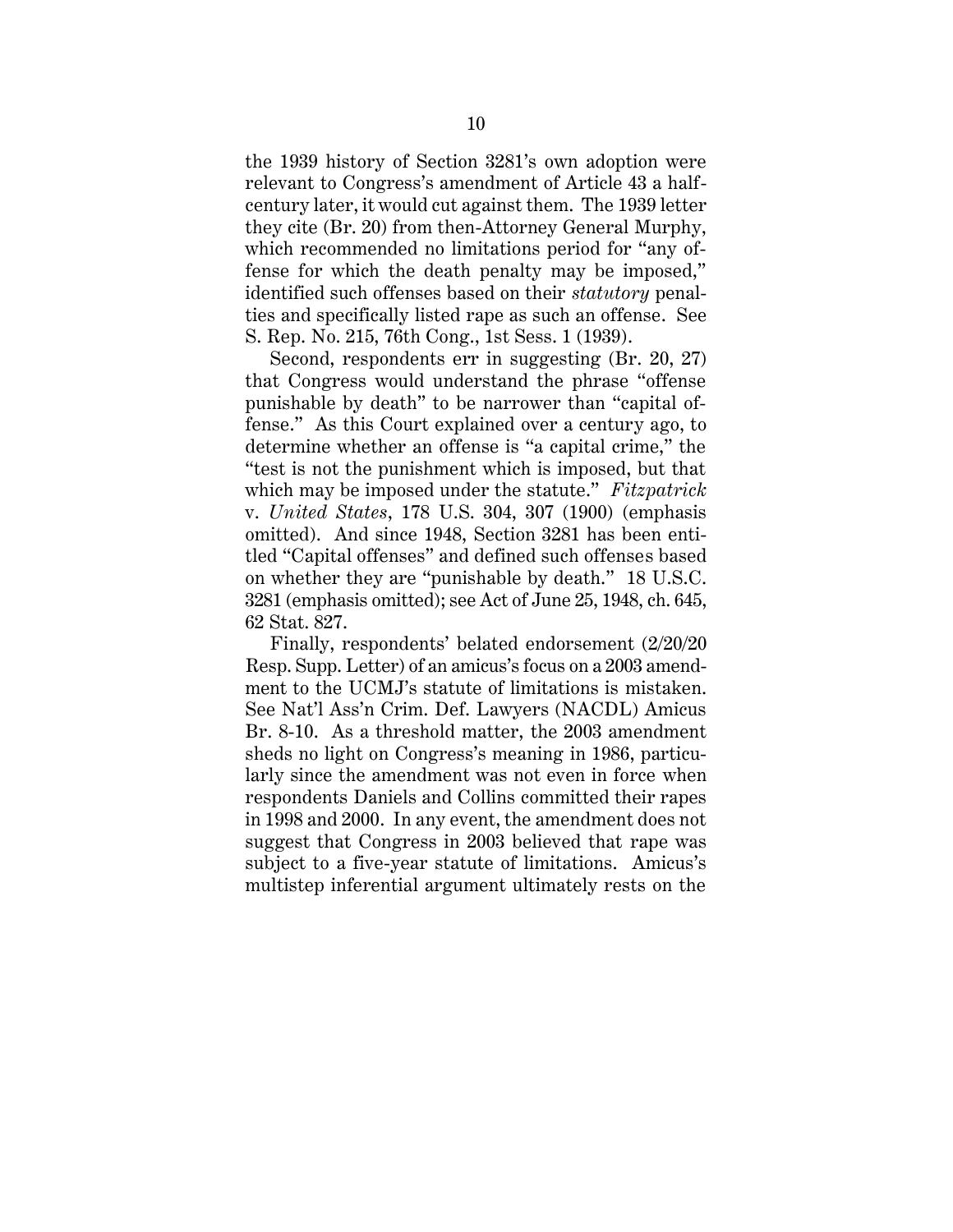the 1939 history of Section 3281's own adoption were relevant to Congress's amendment of Article 43 a half-century later, it would cut against them. The 1939 letter they cite (Br. 20) from then-Attorney General Murphy, which recommended no limitations period for "any offense for which the death penalty may be imposed," identified such offenses based on their *statutory* penalties and specifically listed rape as such an offense. See S. Rep. No. 215, 76th Cong., 1st Sess. 1 (1939).

Second, respondents err in suggesting (Br. 20, 27) that Congress would understand the phrase "offense punishable by death" to be narrower than "capital offense." As this Court explained over a century ago, to determine whether an offense is "a capital crime," the "test is not the punishment which is imposed, but that which may be imposed under the statute." *Fitzpatrick* v. *United States*, 178 U.S. 304, 307 (1900) (emphasis omitted). And since 1948, Section 3281 has been entitled "Capital offenses" and defined such offenses based on whether they are "punishable by death." 18 U.S.C. 3281 (emphasis omitted); see Act of June 25, 1948, ch. 645, 62 Stat. 827.

Finally, respondents' belated endorsement (2/20/20 Resp. Supp. Letter) of an amicus's focus on a 2003 amendment to the UCMJ's statute of limitations is mistaken. See Nat'l Ass'n Crim. Def. Lawyers (NACDL) Amicus Br. 8-10. As a threshold matter, the 2003 amendment sheds no light on Congress's meaning in 1986, particularly since the amendment was not even in force when respondents Daniels and Collins committed their rapes in 1998 and 2000. In any event, the amendment does not suggest that Congress in 2003 believed that rape was subject to a five-year statute of limitations. Amicus's multistep inferential argument ultimately rests on the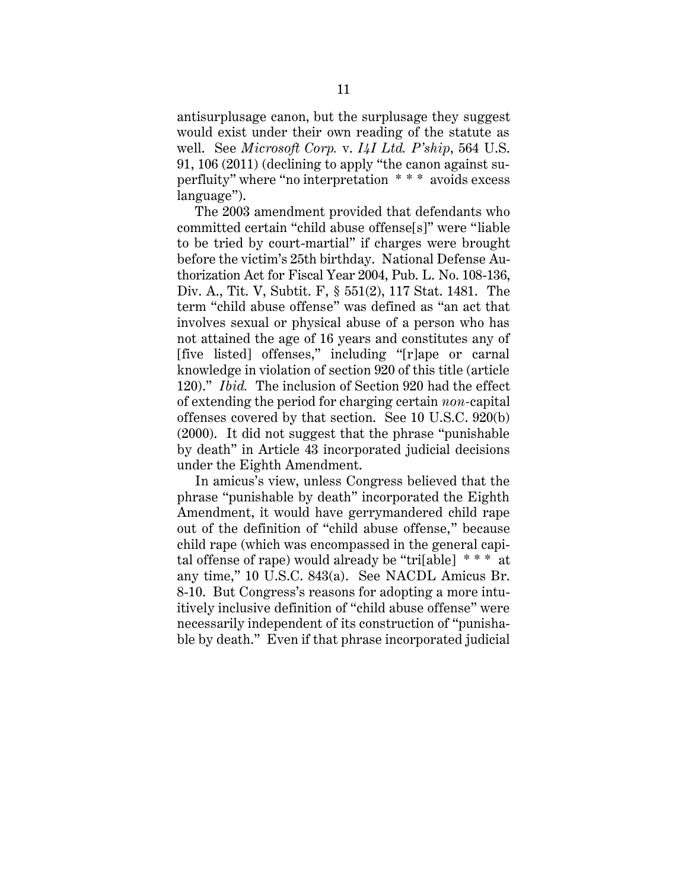antisurplusage canon, but the surplusage they suggest would exist under their own reading of the statute as well. See *Microsoft Corp.* v. *I4I Ltd. P'ship*, 564 U.S. 91, 106 (2011) (declining to apply "the canon against superfluity" where "no interpretation * * * avoids excess language").

The 2003 amendment provided that defendants who committed certain "child abuse offense[s]" were "liable to be tried by court-martial" if charges were brought before the victim's 25th birthday. National Defense Authorization Act for Fiscal Year 2004, Pub. L. No. 108-136, Div. A., Tit. V, Subtit. F, § 551(2), 117 Stat. 1481. The term "child abuse offense" was defined as "an act that involves sexual or physical abuse of a person who has not attained the age of 16 years and constitutes any of [five listed] offenses," including "[r]ape or carnal knowledge in violation of section 920 of this title (article 120)." *Ibid.* The inclusion of Section 920 had the effect of extending the period for charging certain *non*-capital offenses covered by that section. See 10 U.S.C. 920(b) (2000). It did not suggest that the phrase "punishable by death" in Article 43 incorporated judicial decisions under the Eighth Amendment.

In amicus's view, unless Congress believed that the phrase "punishable by death" incorporated the Eighth Amendment, it would have gerrymandered child rape out of the definition of "child abuse offense," because child rape (which was encompassed in the general capital offense of rape) would already be "tri[able] * * * at any time," 10 U.S.C. 843(a). See NACDL Amicus Br. 8-10. But Congress's reasons for adopting a more intuitively inclusive definition of "child abuse offense" were necessarily independent of its construction of "punishable by death." Even if that phrase incorporated judicial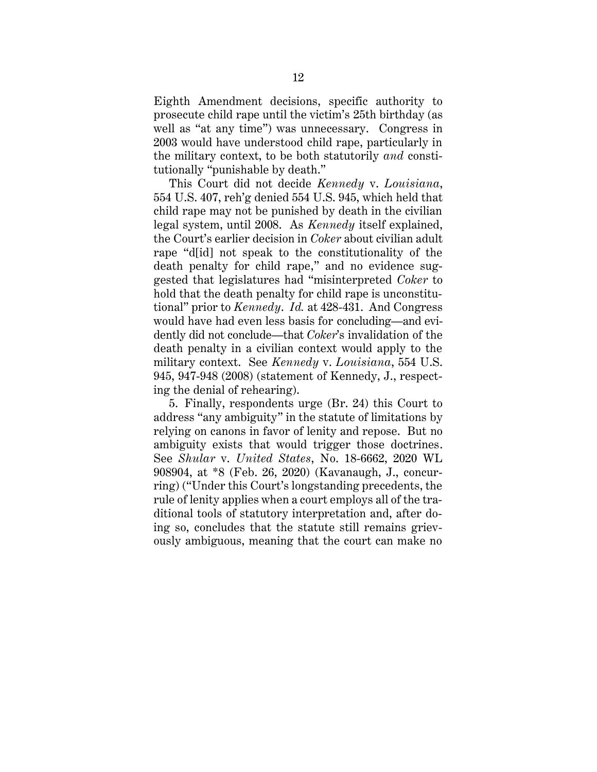Eighth Amendment decisions, specific authority to prosecute child rape until the victim's 25th birthday (as well as "at any time") was unnecessary. Congress in 2003 would have understood child rape, particularly in the military context, to be both statutorily *and* constitutionally "punishable by death."

This Court did not decide *Kennedy* v. *Louisiana*, 554 U.S. 407, reh'g denied 554 U.S. 945, which held that child rape may not be punished by death in the civilian legal system, until 2008. As *Kennedy* itself explained, the Court's earlier decision in *Coker* about civilian adult rape "d[id] not speak to the constitutionality of the death penalty for child rape," and no evidence suggested that legislatures had "misinterpreted *Coker* to hold that the death penalty for child rape is unconstitutional" prior to *Kennedy*. *Id.* at 428-431. And Congress would have had even less basis for concluding—and evidently did not conclude—that *Coker*'s invalidation of the death penalty in a civilian context would apply to the military context. See *Kennedy* v. *Louisiana*, 554 U.S. 945, 947-948 (2008) (statement of Kennedy, J., respecting the denial of rehearing).

5. Finally, respondents urge (Br. 24) this Court to address "any ambiguity" in the statute of limitations by relying on canons in favor of lenity and repose. But no ambiguity exists that would trigger those doctrines. See *Shular* v. *United States*, No. 18-6662, 2020 WL 908904, at *8 (Feb. 26, 2020) (Kavanaugh, J., concurring) ("Under this Court's longstanding precedents, the rule of lenity applies when a court employs all of the traditional tools of statutory interpretation and, after doing so, concludes that the statute still remains grievously ambiguous, meaning that the court can make no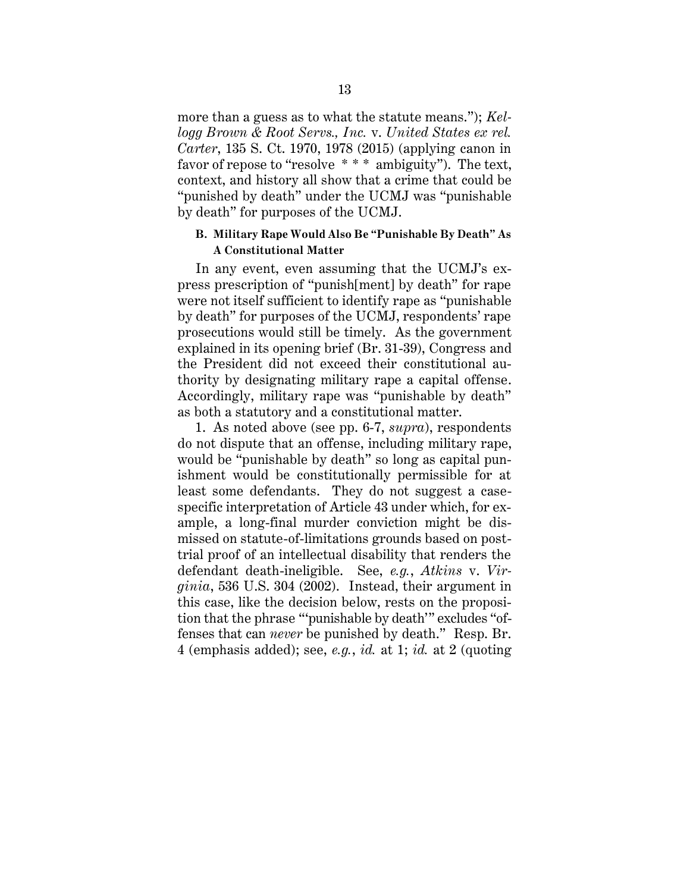more than a guess as to what the statute means."); *Kellogg Brown & Root Servs., Inc.* v. *United States ex rel. Carter*, 135 S. Ct. 1970, 1978 (2015) (applying canon in favor of repose to "resolve * * * ambiguity"). The text, context, and history all show that a crime that could be "punished by death" under the UCMJ was "punishable by death" for purposes of the UCMJ.

### B. Military Rape Would Also Be "Punishable By Death" As A Constitutional Matter

In any event, even assuming that the UCMJ's express prescription of "punish[ment] by death" for rape were not itself sufficient to identify rape as "punishable by death" for purposes of the UCMJ, respondents' rape prosecutions would still be timely. As the government explained in its opening brief (Br. 31-39), Congress and the President did not exceed their constitutional authority by designating military rape a capital offense. Accordingly, military rape was "punishable by death" as both a statutory and a constitutional matter.

1. As noted above (see pp. 6-7, *supra*), respondents do not dispute that an offense, including military rape, would be "punishable by death" so long as capital punishment would be constitutionally permissible for at least some defendants. They do not suggest a case-specific interpretation of Article 43 under which, for example, a long-final murder conviction might be dismissed on statute-of-limitations grounds based on post-trial proof of an intellectual disability that renders the defendant death-ineligible. See, *e.g.*, *Atkins* v. *Virginia*, 536 U.S. 304 (2002). Instead, their argument in this case, like the decision below, rests on the proposition that the phrase "'punishable by death'" excludes "offenses that can *never* be punished by death." Resp. Br. 4 (emphasis added); see, *e.g.*, *id.* at 1; *id.* at 2 (quoting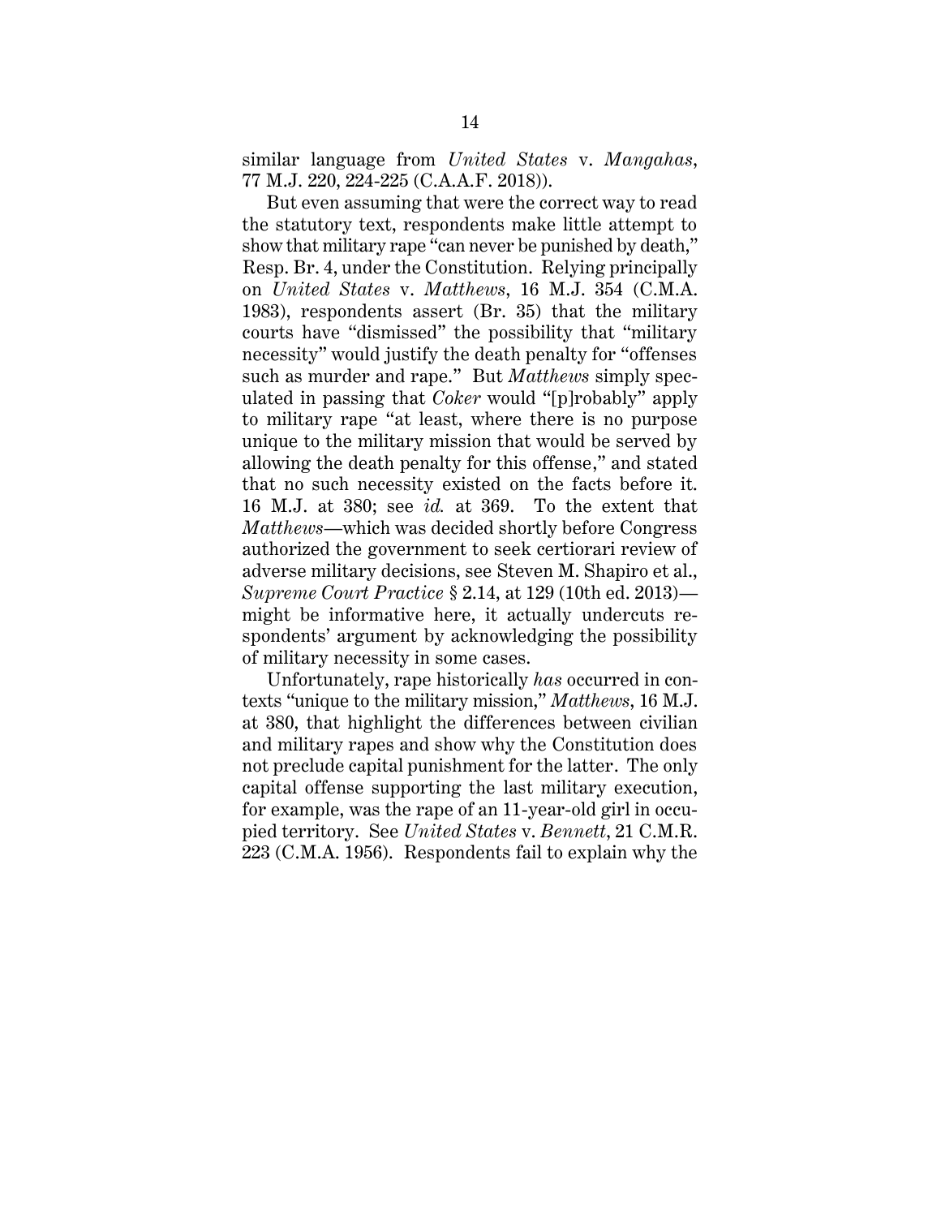similar language from *United States* v. *Mangahas*, 77 M.J. 220, 224-225 (C.A.A.F. 2018)).

But even assuming that were the correct way to read the statutory text, respondents make little attempt to show that military rape "can never be punished by death," Resp. Br. 4, under the Constitution. Relying principally on *United States* v. *Matthews*, 16 M.J. 354 (C.M.A. 1983), respondents assert (Br. 35) that the military courts have "dismissed" the possibility that "military necessity" would justify the death penalty for "offenses such as murder and rape." But *Matthews* simply speculated in passing that *Coker* would "[p]robably" apply to military rape "at least, where there is no purpose unique to the military mission that would be served by allowing the death penalty for this offense," and stated that no such necessity existed on the facts before it. 16 M.J. at 380; see *id.* at 369. To the extent that *Matthews*—which was decided shortly before Congress authorized the government to seek certiorari review of adverse military decisions, see Steven M. Shapiro et al., *Supreme Court Practice* § 2.14, at 129 (10th ed. 2013)—might be informative here, it actually undercuts respondents' argument by acknowledging the possibility of military necessity in some cases.

Unfortunately, rape historically *has* occurred in contexts "unique to the military mission," *Matthews*, 16 M.J. at 380, that highlight the differences between civilian and military rapes and show why the Constitution does not preclude capital punishment for the latter. The only capital offense supporting the last military execution, for example, was the rape of an 11-year-old girl in occupied territory. See *United States* v. *Bennett*, 21 C.M.R. 223 (C.M.A. 1956). Respondents fail to explain why the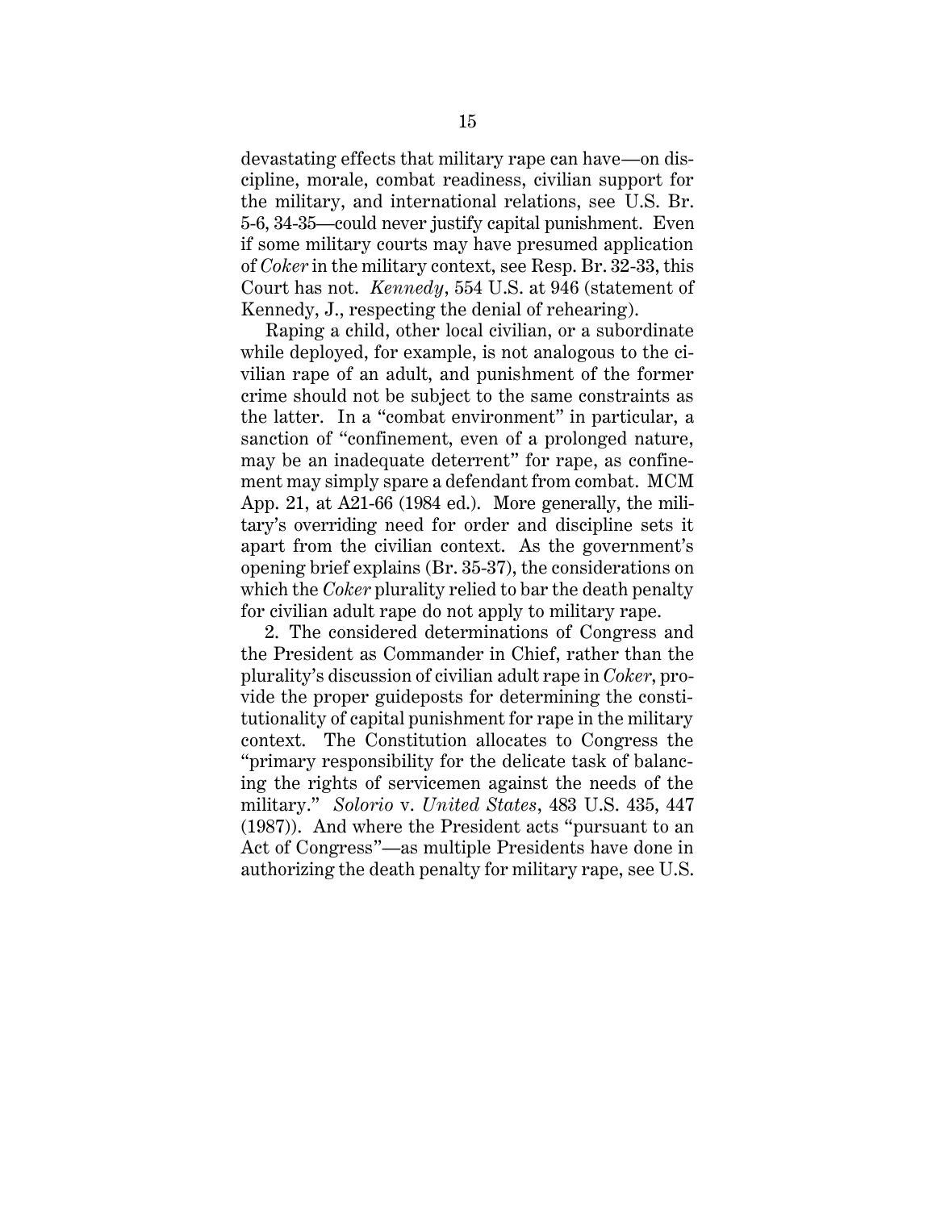devastating effects that military rape can have—on discipline, morale, combat readiness, civilian support for the military, and international relations, see U.S. Br. 5-6, 34-35—could never justify capital punishment. Even if some military courts may have presumed application of *Coker* in the military context, see Resp. Br. 32-33, this Court has not. *Kennedy*, 554 U.S. at 946 (statement of Kennedy, J., respecting the denial of rehearing).

Raping a child, other local civilian, or a subordinate while deployed, for example, is not analogous to the civilian rape of an adult, and punishment of the former crime should not be subject to the same constraints as the latter. In a "combat environment" in particular, a sanction of "confinement, even of a prolonged nature, may be an inadequate deterrent" for rape, as confinement may simply spare a defendant from combat. MCM App. 21, at A21-66 (1984 ed.). More generally, the military's overriding need for order and discipline sets it apart from the civilian context. As the government's opening brief explains (Br. 35-37), the considerations on which the *Coker* plurality relied to bar the death penalty for civilian adult rape do not apply to military rape.

2. The considered determinations of Congress and the President as Commander in Chief, rather than the plurality's discussion of civilian adult rape in *Coker*, provide the proper guideposts for determining the constitutionality of capital punishment for rape in the military context. The Constitution allocates to Congress the "primary responsibility for the delicate task of balancing the rights of servicemen against the needs of the military." *Solorio* v. *United States*, 483 U.S. 435, 447 (1987)). And where the President acts "pursuant to an Act of Congress"—as multiple Presidents have done in authorizing the death penalty for military rape, see U.S.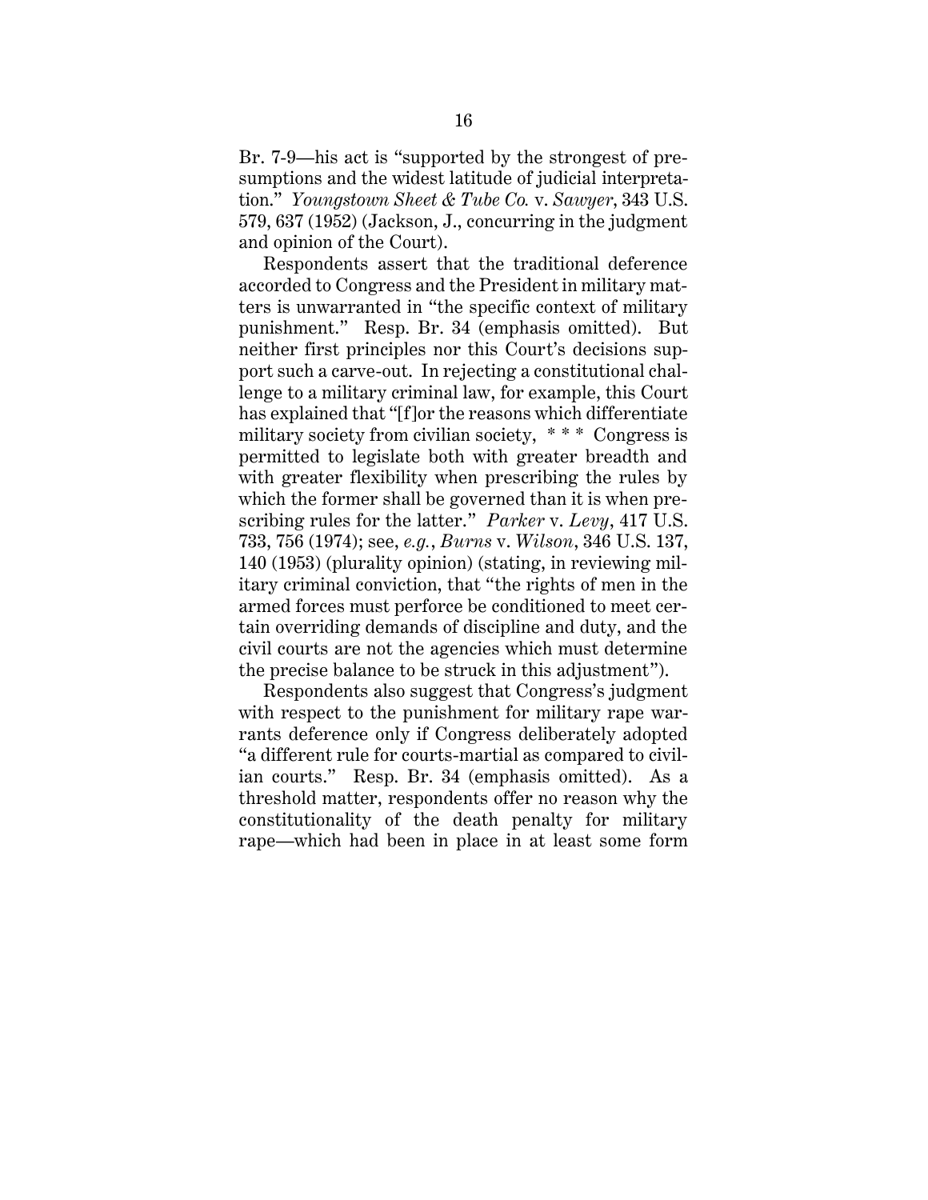Br. 7-9—his act is "supported by the strongest of presumptions and the widest latitude of judicial interpretation." *Youngstown Sheet & Tube Co.* v. *Sawyer*, 343 U.S. 579, 637 (1952) (Jackson, J., concurring in the judgment and opinion of the Court).

Respondents assert that the traditional deference accorded to Congress and the President in military matters is unwarranted in "the specific context of military punishment." Resp. Br. 34 (emphasis omitted). But neither first principles nor this Court's decisions support such a carve-out. In rejecting a constitutional challenge to a military criminal law, for example, this Court has explained that "[f]or the reasons which differentiate military society from civilian society, * * * Congress is permitted to legislate both with greater breadth and with greater flexibility when prescribing the rules by which the former shall be governed than it is when prescribing rules for the latter." *Parker* v. *Levy*, 417 U.S. 733, 756 (1974); see, *e.g.*, *Burns* v. *Wilson*, 346 U.S. 137, 140 (1953) (plurality opinion) (stating, in reviewing military criminal conviction, that "the rights of men in the armed forces must perforce be conditioned to meet certain overriding demands of discipline and duty, and the civil courts are not the agencies which must determine the precise balance to be struck in this adjustment").

Respondents also suggest that Congress's judgment with respect to the punishment for military rape warrants deference only if Congress deliberately adopted "a different rule for courts-martial as compared to civilian courts." Resp. Br. 34 (emphasis omitted). As a threshold matter, respondents offer no reason why the constitutionality of the death penalty for military rape—which had been in place in at least some form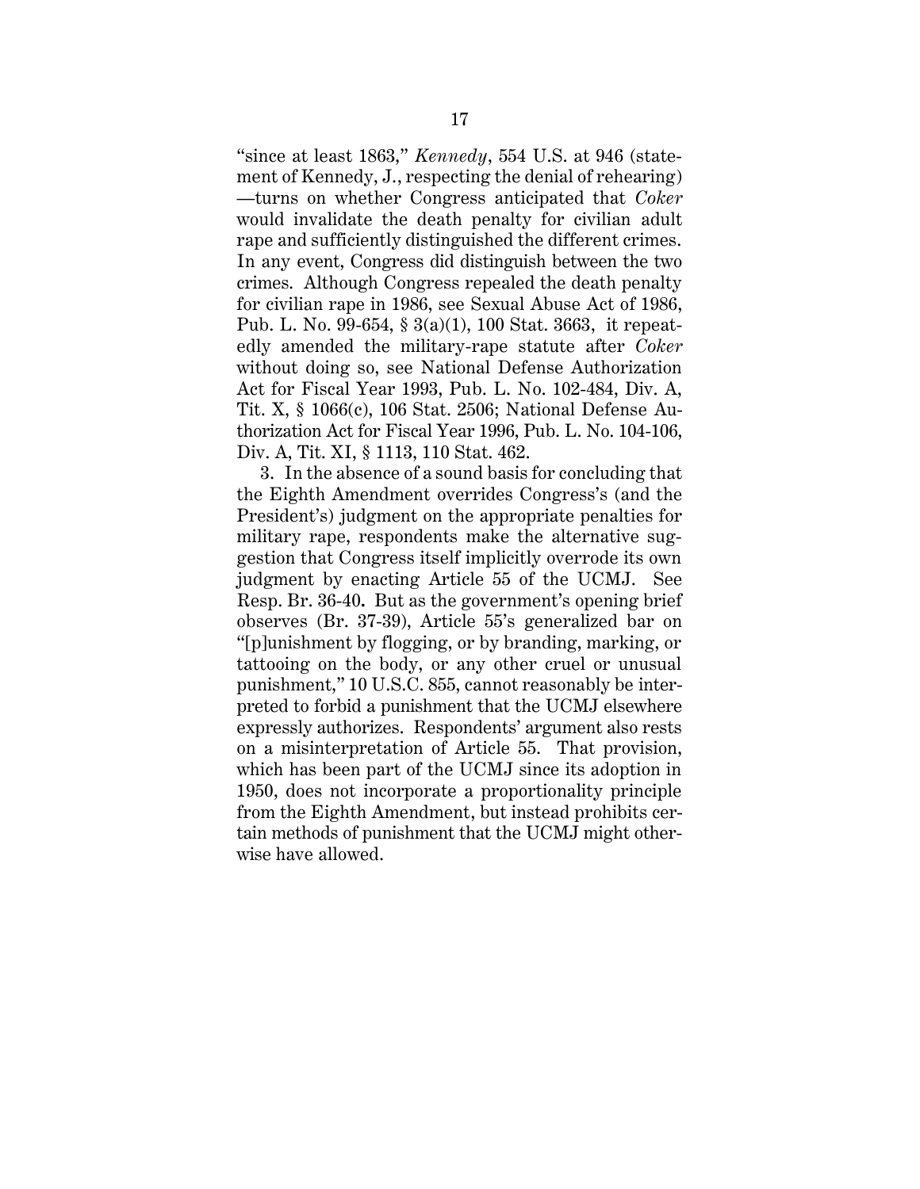"since at least 1863," *Kennedy*, 554 U.S. at 946 (statement of Kennedy, J., respecting the denial of rehearing) —turns on whether Congress anticipated that *Coker* would invalidate the death penalty for civilian adult rape and sufficiently distinguished the different crimes. In any event, Congress did distinguish between the two crimes. Although Congress repealed the death penalty for civilian rape in 1986, see Sexual Abuse Act of 1986, Pub. L. No. 99-654, § 3(a)(1), 100 Stat. 3663, it repeatedly amended the military-rape statute after *Coker* without doing so, see National Defense Authorization Act for Fiscal Year 1993, Pub. L. No. 102-484, Div. A, Tit. X, § 1066(c), 106 Stat. 2506; National Defense Authorization Act for Fiscal Year 1996, Pub. L. No. 104-106, Div. A, Tit. XI, § 1113, 110 Stat. 462.

3. In the absence of a sound basis for concluding that the Eighth Amendment overrides Congress's (and the President's) judgment on the appropriate penalties for military rape, respondents make the alternative suggestion that Congress itself implicitly overrode its own judgment by enacting Article 55 of the UCMJ. See Resp. Br. 36-40. But as the government's opening brief observes (Br. 37-39), Article 55's generalized bar on "[p]unishment by flogging, or by branding, marking, or tattooing on the body, or any other cruel or unusual punishment," 10 U.S.C. 855, cannot reasonably be interpreted to forbid a punishment that the UCMJ elsewhere expressly authorizes. Respondents' argument also rests on a misinterpretation of Article 55. That provision, which has been part of the UCMJ since its adoption in 1950, does not incorporate a proportionality principle from the Eighth Amendment, but instead prohibits certain methods of punishment that the UCMJ might otherwise have allowed.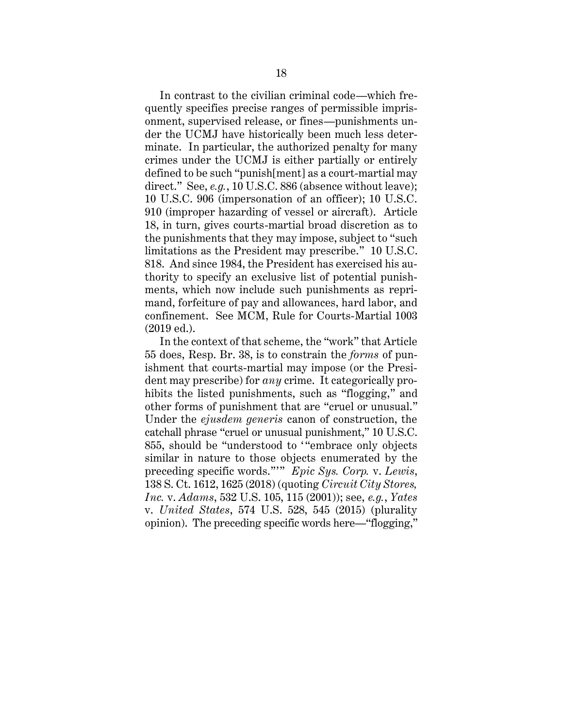In contrast to the civilian criminal code—which frequently specifies precise ranges of permissible imprisonment, supervised release, or fines—punishments under the UCMJ have historically been much less determinate. In particular, the authorized penalty for many crimes under the UCMJ is either partially or entirely defined to be such "punish[ment] as a court-martial may direct." See, *e.g.*, 10 U.S.C. 886 (absence without leave); 10 U.S.C. 906 (impersonation of an officer); 10 U.S.C. 910 (improper hazarding of vessel or aircraft). Article 18, in turn, gives courts-martial broad discretion as to the punishments that they may impose, subject to "such limitations as the President may prescribe." 10 U.S.C. 818. And since 1984, the President has exercised his authority to specify an exclusive list of potential punishments, which now include such punishments as reprimand, forfeiture of pay and allowances, hard labor, and confinement. See MCM, Rule for Courts-Martial 1003 (2019 ed.).

In the context of that scheme, the "work" that Article 55 does, Resp. Br. 38, is to constrain the *forms* of punishment that courts-martial may impose (or the President may prescribe) for *any* crime. It categorically prohibits the listed punishments, such as "flogging," and other forms of punishment that are "cruel or unusual." Under the *ejusdem generis* canon of construction, the catchall phrase "cruel or unusual punishment," 10 U.S.C. 855, should be "understood to '"embrace only objects similar in nature to those objects enumerated by the preceding specific words."'" *Epic Sys. Corp.* v. *Lewis*, 138 S. Ct. 1612, 1625 (2018) (quoting *Circuit City Stores, Inc.* v. *Adams*, 532 U.S. 105, 115 (2001)); see, *e.g.*, *Yates* v. *United States*, 574 U.S. 528, 545 (2015) (plurality opinion). The preceding specific words here—"flogging,"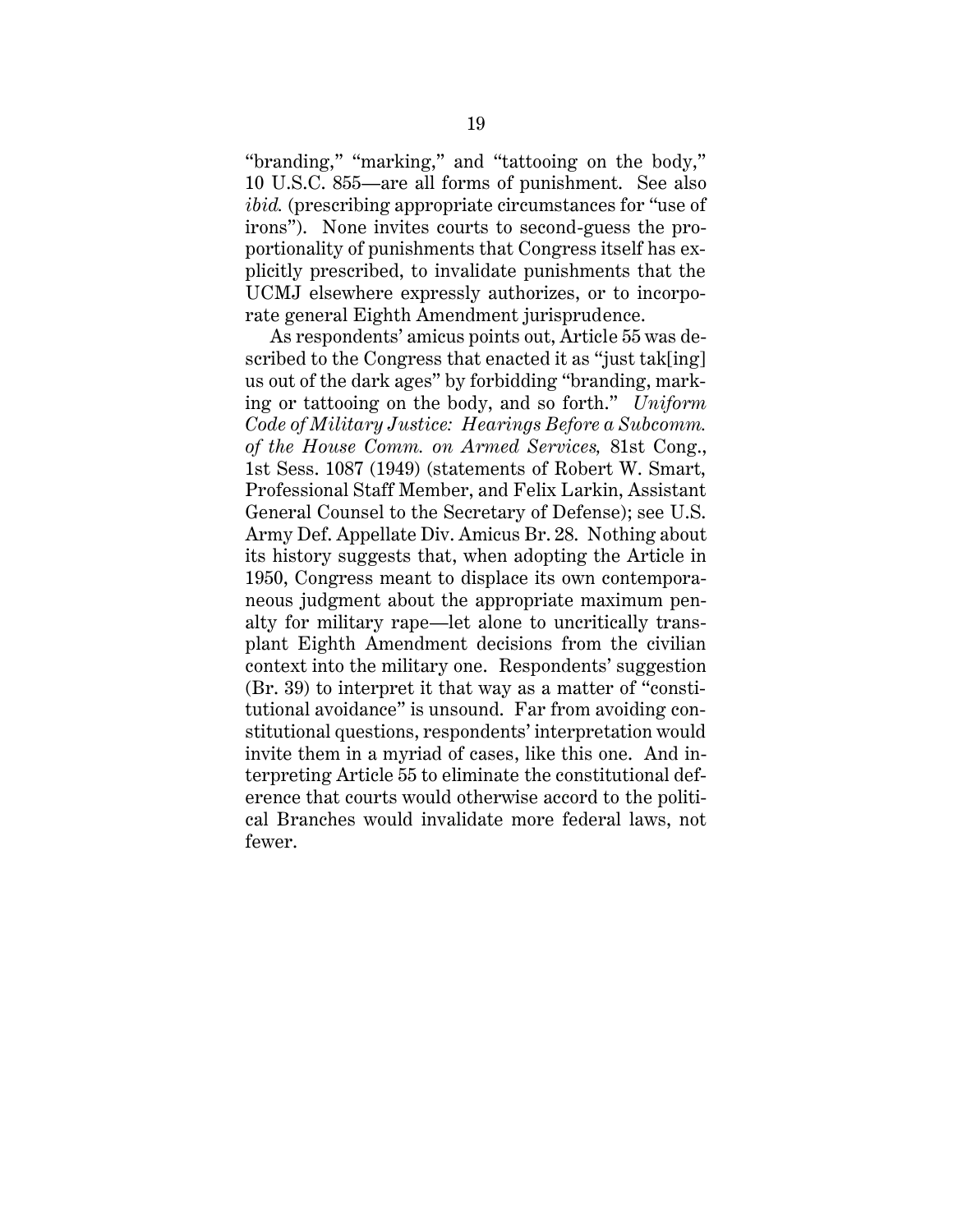"branding," "marking," and "tattooing on the body," 10 U.S.C. 855—are all forms of punishment. See also *ibid.* (prescribing appropriate circumstances for "use of irons"). None invites courts to second-guess the proportionality of punishments that Congress itself has explicitly prescribed, to invalidate punishments that the UCMJ elsewhere expressly authorizes, or to incorporate general Eighth Amendment jurisprudence.

As respondents' amicus points out, Article 55 was described to the Congress that enacted it as "just tak[ing] us out of the dark ages" by forbidding "branding, marking or tattooing on the body, and so forth." *Uniform Code of Military Justice: Hearings Before a Subcomm. of the House Comm. on Armed Services,* 81st Cong., 1st Sess. 1087 (1949) (statements of Robert W. Smart, Professional Staff Member, and Felix Larkin, Assistant General Counsel to the Secretary of Defense); see U.S. Army Def. Appellate Div. Amicus Br. 28. Nothing about its history suggests that, when adopting the Article in 1950, Congress meant to displace its own contemporaneous judgment about the appropriate maximum penalty for military rape—let alone to uncritically transplant Eighth Amendment decisions from the civilian context into the military one. Respondents' suggestion (Br. 39) to interpret it that way as a matter of "constitutional avoidance" is unsound. Far from avoiding constitutional questions, respondents' interpretation would invite them in a myriad of cases, like this one. And interpreting Article 55 to eliminate the constitutional deference that courts would otherwise accord to the political Branches would invalidate more federal laws, not fewer.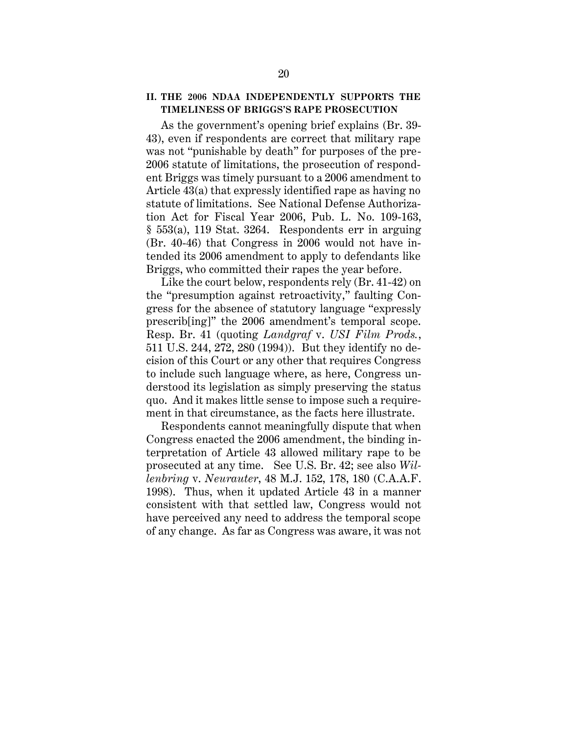## II. THE 2006 NDAA INDEPENDENTLY SUPPORTS THE TIMELINESS OF BRIGGS'S RAPE PROSECUTION

As the government's opening brief explains (Br. 39-43), even if respondents are correct that military rape was not "punishable by death" for purposes of the pre-2006 statute of limitations, the prosecution of respondent Briggs was timely pursuant to a 2006 amendment to Article 43(a) that expressly identified rape as having no statute of limitations. See National Defense Authorization Act for Fiscal Year 2006, Pub. L. No. 109-163, § 553(a), 119 Stat. 3264. Respondents err in arguing (Br. 40-46) that Congress in 2006 would not have intended its 2006 amendment to apply to defendants like Briggs, who committed their rapes the year before.

Like the court below, respondents rely (Br. 41-42) on the "presumption against retroactivity," faulting Congress for the absence of statutory language "expressly prescrib[ing]" the 2006 amendment's temporal scope. Resp. Br. 41 (quoting *Landgraf* v. *USI Film Prods.*, 511 U.S. 244, 272, 280 (1994)). But they identify no decision of this Court or any other that requires Congress to include such language where, as here, Congress understood its legislation as simply preserving the status quo. And it makes little sense to impose such a requirement in that circumstance, as the facts here illustrate.

Respondents cannot meaningfully dispute that when Congress enacted the 2006 amendment, the binding interpretation of Article 43 allowed military rape to be prosecuted at any time. See U.S. Br. 42; see also *Willenbring* v. *Neurauter*, 48 M.J. 152, 178, 180 (C.A.A.F. 1998). Thus, when it updated Article 43 in a manner consistent with that settled law, Congress would not have perceived any need to address the temporal scope of any change. As far as Congress was aware, it was not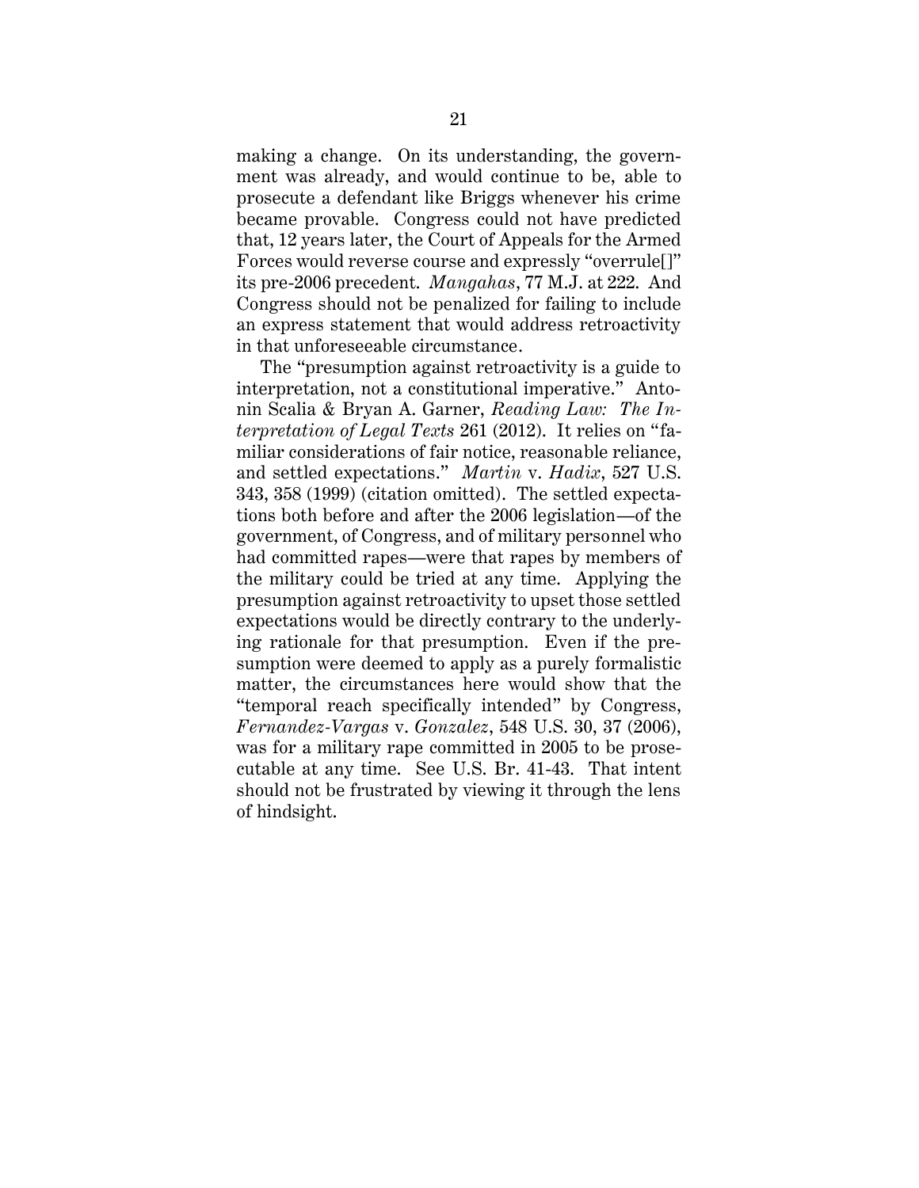making a change. On its understanding, the government was already, and would continue to be, able to prosecute a defendant like Briggs whenever his crime became provable. Congress could not have predicted that, 12 years later, the Court of Appeals for the Armed Forces would reverse course and expressly "overrule[]" its pre-2006 precedent. *Mangahas*, 77 M.J. at 222. And Congress should not be penalized for failing to include an express statement that would address retroactivity in that unforeseeable circumstance.

The "presumption against retroactivity is a guide to interpretation, not a constitutional imperative." Antonin Scalia & Bryan A. Garner, *Reading Law: The Interpretation of Legal Texts* 261 (2012). It relies on "familiar considerations of fair notice, reasonable reliance, and settled expectations." *Martin* v. *Hadix*, 527 U.S. 343, 358 (1999) (citation omitted). The settled expectations both before and after the 2006 legislation—of the government, of Congress, and of military personnel who had committed rapes—were that rapes by members of the military could be tried at any time. Applying the presumption against retroactivity to upset those settled expectations would be directly contrary to the underlying rationale for that presumption. Even if the presumption were deemed to apply as a purely formalistic matter, the circumstances here would show that the "temporal reach specifically intended" by Congress, *Fernandez-Vargas* v. *Gonzalez*, 548 U.S. 30, 37 (2006), was for a military rape committed in 2005 to be prosecutable at any time. See U.S. Br. 41-43. That intent should not be frustrated by viewing it through the lens of hindsight.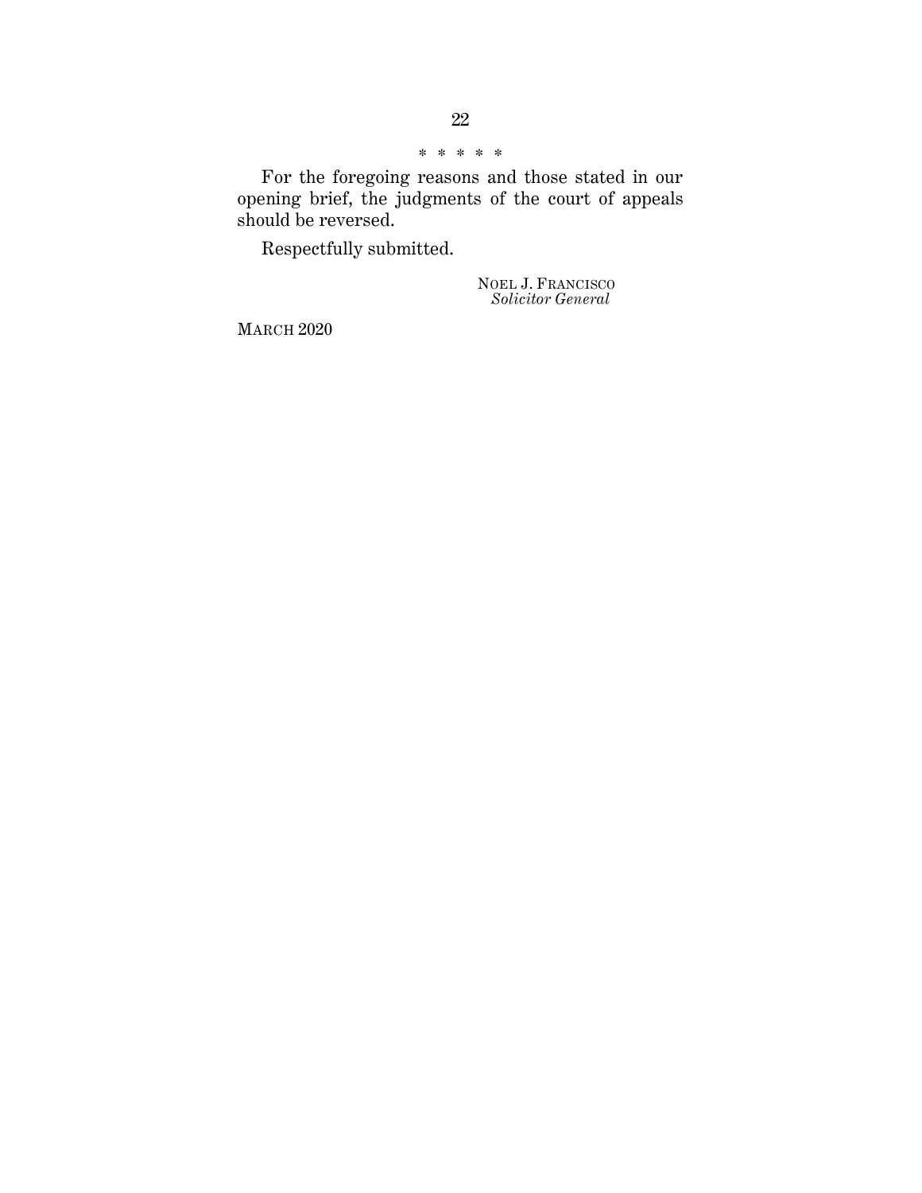* * * * *

For the foregoing reasons and those stated in our opening brief, the judgments of the court of appeals should be reversed.

Respectfully submitted.

NOEL J. FRANCISCO
*Solicitor General*

MARCH 2020